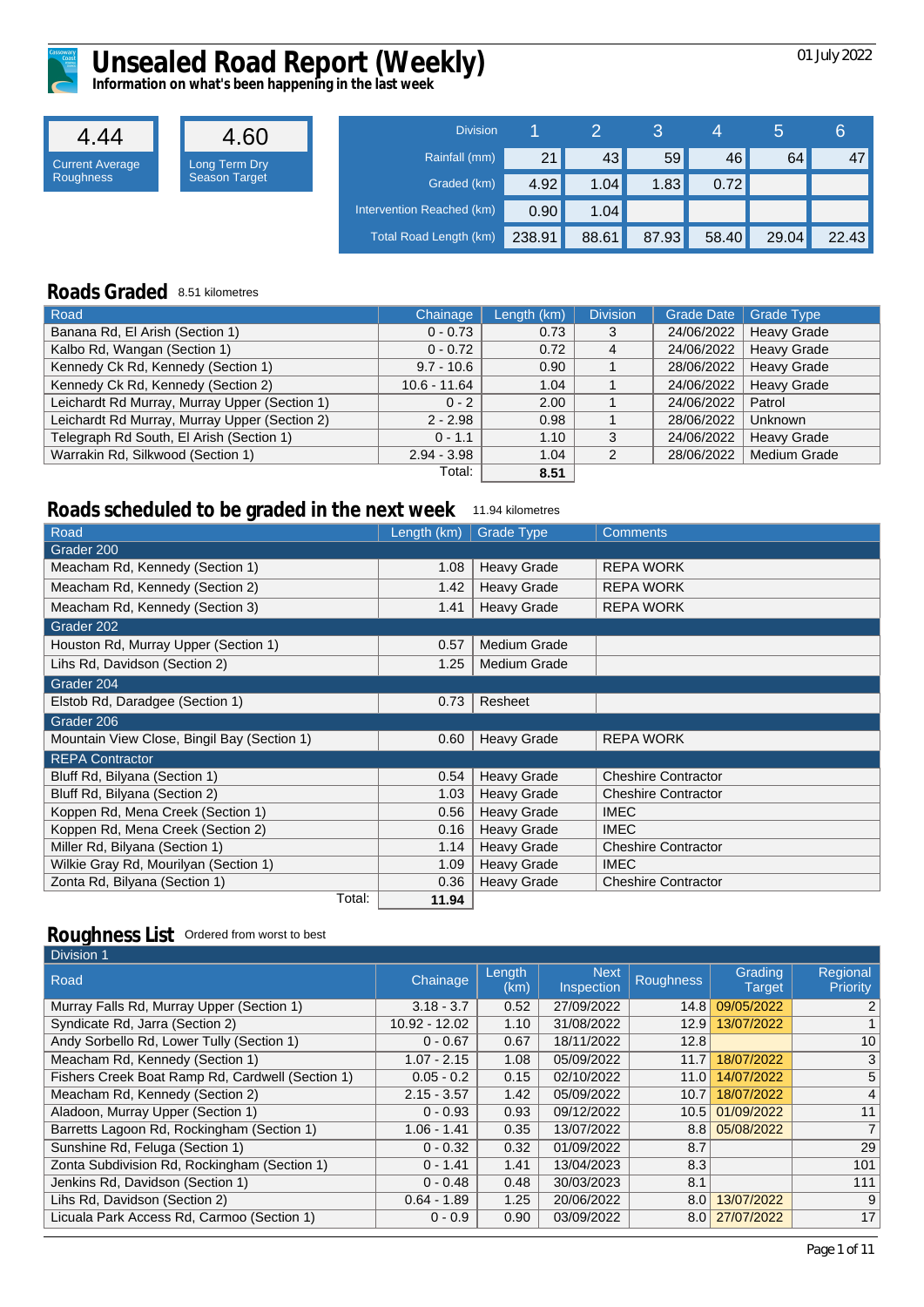# Unsealed Road Report (Weekly)

**Information on what's been happening in the last week**

01 July 2022

| 4.44 | 4.60 |
|---|---|
| Current Average Roughness | Long Term Dry Season Target |

| Division | 1 | 2 | 3 | 4 | 5 | 6 |
|---|---|---|---|---|---|---|
| Rainfall (mm) | 21 | 43 | 59 | 46 | 64 | 47 |
| Graded (km) | 4.92 | 1.04 | 1.83 | 0.72 | | |
| Intervention Reached (km) | 0.90 | 1.04 | | | | |
| Total Road Length (km) | 238.91 | 88.61 | 87.93 | 58.40 | 29.04 | 22.43 |

## Roads Graded 8.51 kilometres

| Road | Chainage | Length (km) | Division | Grade Date | Grade Type |
|---|---|---|---|---|---|
| Banana Rd, El Arish (Section 1) | 0 - 0.73 | 0.73 | 3 | 24/06/2022 | Heavy Grade |
| Kalbo Rd, Wangan (Section 1) | 0 - 0.72 | 0.72 | 4 | 24/06/2022 | Heavy Grade |
| Kennedy Ck Rd, Kennedy (Section 1) | 9.7 - 10.6 | 0.90 | 1 | 28/06/2022 | Heavy Grade |
| Kennedy Ck Rd, Kennedy (Section 2) | 10.6 - 11.64 | 1.04 | 1 | 24/06/2022 | Heavy Grade |
| Leichardt Rd Murray, Murray Upper (Section 1) | 0 - 2 | 2.00 | 1 | 24/06/2022 | Patrol |
| Leichardt Rd Murray, Murray Upper (Section 2) | 2 - 2.98 | 0.98 | 1 | 28/06/2022 | Unknown |
| Telegraph Rd South, El Arish (Section 1) | 0 - 1.1 | 1.10 | 3 | 24/06/2022 | Heavy Grade |
| Warrakin Rd, Silkwood (Section 1) | 2.94 - 3.98 | 1.04 | 2 | 28/06/2022 | Medium Grade |
| | Total: | **8.51** | | | |

## Roads scheduled to be graded in the next week 11.94 kilometres

| Road | Length (km) | Grade Type | Comments |
|---|---|---|---|
| Grader 200 | | | |
| Meacham Rd, Kennedy (Section 1) | 1.08 | Heavy Grade | REPA WORK |
| Meacham Rd, Kennedy (Section 2) | 1.42 | Heavy Grade | REPA WORK |
| Meacham Rd, Kennedy (Section 3) | 1.41 | Heavy Grade | REPA WORK |
| Grader 202 | | | |
| Houston Rd, Murray Upper (Section 1) | 0.57 | Medium Grade | |
| Lihs Rd, Davidson (Section 2) | 1.25 | Medium Grade | |
| Grader 204 | | | |
| Elstob Rd, Daradgee (Section 1) | 0.73 | Resheet | |
| Grader 206 | | | |
| Mountain View Close, Bingil Bay (Section 1) | 0.60 | Heavy Grade | REPA WORK |
| REPA Contractor | | | |
| Bluff Rd, Bilyana (Section 1) | 0.54 | Heavy Grade | Cheshire Contractor |
| Bluff Rd, Bilyana (Section 2) | 1.03 | Heavy Grade | Cheshire Contractor |
| Koppen Rd, Mena Creek (Section 1) | 0.56 | Heavy Grade | IMEC |
| Koppen Rd, Mena Creek (Section 2) | 0.16 | Heavy Grade | IMEC |
| Miller Rd, Bilyana (Section 1) | 1.14 | Heavy Grade | Cheshire Contractor |
| Wilkie Gray Rd, Mourilyan (Section 1) | 1.09 | Heavy Grade | IMEC |
| Zonta Rd, Bilyana (Section 1) | 0.36 | Heavy Grade | Cheshire Contractor |
| Total: | **11.94** | | |

## Roughness List Ordered from worst to best

| Road | Chainage | Length (km) | Next Inspection | Roughness | Grading Target | Regional Priority |
|---|---|---|---|---|---|---|
| Division 1 | | | | | | |
| Murray Falls Rd, Murray Upper (Section 1) | 3.18 - 3.7 | 0.52 | 27/09/2022 | 14.8 | 09/05/2022 | 2 |
| Syndicate Rd, Jarra (Section 2) | 10.92 - 12.02 | 1.10 | 31/08/2022 | 12.9 | 13/07/2022 | 1 |
| Andy Sorbello Rd, Lower Tully (Section 1) | 0 - 0.67 | 0.67 | 18/11/2022 | 12.8 | | 10 |
| Meacham Rd, Kennedy (Section 1) | 1.07 - 2.15 | 1.08 | 05/09/2022 | 11.7 | 18/07/2022 | 3 |
| Fishers Creek Boat Ramp Rd, Cardwell (Section 1) | 0.05 - 0.2 | 0.15 | 02/10/2022 | 11.0 | 14/07/2022 | 5 |
| Meacham Rd, Kennedy (Section 2) | 2.15 - 3.57 | 1.42 | 05/09/2022 | 10.7 | 18/07/2022 | 4 |
| Aladoon, Murray Upper (Section 1) | 0 - 0.93 | 0.93 | 09/12/2022 | 10.5 | 01/09/2022 | 11 |
| Barretts Lagoon Rd, Rockingham (Section 1) | 1.06 - 1.41 | 0.35 | 13/07/2022 | 8.8 | 05/08/2022 | 7 |
| Sunshine Rd, Feluga (Section 1) | 0 - 0.32 | 0.32 | 01/09/2022 | 8.7 | | 29 |
| Zonta Subdivision Rd, Rockingham (Section 1) | 0 - 1.41 | 1.41 | 13/04/2023 | 8.3 | | 101 |
| Jenkins Rd, Davidson (Section 1) | 0 - 0.48 | 0.48 | 30/03/2023 | 8.1 | | 111 |
| Lihs Rd, Davidson (Section 2) | 0.64 - 1.89 | 1.25 | 20/06/2022 | 8.0 | 13/07/2022 | 9 |
| Licuala Park Access Rd, Carmoo (Section 1) | 0 - 0.9 | 0.90 | 03/09/2022 | 8.0 | 27/07/2022 | 17 |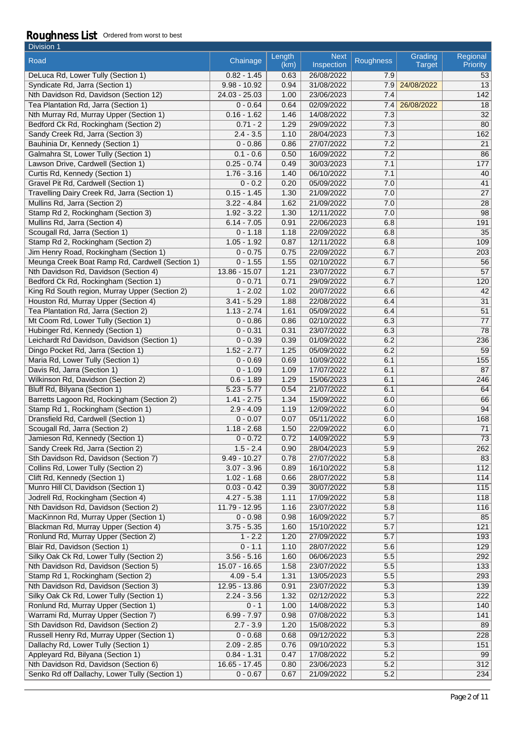## Roughness List

Ordered from worst to best

| Division 1 | | | | | | |
|---|---|---|---|---|---|---|
| Road | Chainage | Length (km) | Next Inspection | Roughness | Grading Target | Regional Priority |
| DeLuca Rd, Lower Tully (Section 1) | 0.82 - 1.45 | 0.63 | 26/08/2022 | 7.9 | | 53 |
| Syndicate Rd, Jarra (Section 1) | 9.98 - 10.92 | 0.94 | 31/08/2022 | 7.9 | 24/08/2022 | 13 |
| Nth Davidson Rd, Davidson (Section 12) | 24.03 - 25.03 | 1.00 | 23/06/2023 | 7.4 | | 142 |
| Tea Plantation Rd, Jarra (Section 1) | 0 - 0.64 | 0.64 | 02/09/2022 | 7.4 | 26/08/2022 | 18 |
| Nth Murray Rd, Murray Upper (Section 1) | 0.16 - 1.62 | 1.46 | 14/08/2022 | 7.3 | | 32 |
| Bedford Ck Rd, Rockingham (Section 2) | 0.71 - 2 | 1.29 | 29/09/2022 | 7.3 | | 80 |
| Sandy Creek Rd, Jarra (Section 3) | 2.4 - 3.5 | 1.10 | 28/04/2023 | 7.3 | | 162 |
| Bauhinia Dr, Kennedy (Section 1) | 0 - 0.86 | 0.86 | 27/07/2022 | 7.2 | | 21 |
| Galmahra St, Lower Tully (Section 1) | 0.1 - 0.6 | 0.50 | 16/09/2022 | 7.2 | | 86 |
| Lawson Drive, Cardwell (Section 1) | 0.25 - 0.74 | 0.49 | 30/03/2023 | 7.1 | | 177 |
| Curtis Rd, Kennedy (Section 1) | 1.76 - 3.16 | 1.40 | 06/10/2022 | 7.1 | | 40 |
| Gravel Pit Rd, Cardwell (Section 1) | 0 - 0.2 | 0.20 | 05/09/2022 | 7.0 | | 41 |
| Travelling Dairy Creek Rd, Jarra (Section 1) | 0.15 - 1.45 | 1.30 | 21/09/2022 | 7.0 | | 27 |
| Mullins Rd, Jarra (Section 2) | 3.22 - 4.84 | 1.62 | 21/09/2022 | 7.0 | | 28 |
| Stamp Rd 2, Rockingham (Section 3) | 1.92 - 3.22 | 1.30 | 12/11/2022 | 7.0 | | 98 |
| Mullins Rd, Jarra (Section 4) | 6.14 - 7.05 | 0.91 | 22/06/2023 | 6.8 | | 191 |
| Scougall Rd, Jarra (Section 1) | 0 - 1.18 | 1.18 | 22/09/2022 | 6.8 | | 35 |
| Stamp Rd 2, Rockingham (Section 2) | 1.05 - 1.92 | 0.87 | 12/11/2022 | 6.8 | | 109 |
| Jim Henry Road, Rockingham (Section 1) | 0 - 0.75 | 0.75 | 22/09/2022 | 6.7 | | 203 |
| Meunga Creek Boat Ramp Rd, Cardwell (Section 1) | 0 - 1.55 | 1.55 | 02/10/2022 | 6.7 | | 56 |
| Nth Davidson Rd, Davidson (Section 4) | 13.86 - 15.07 | 1.21 | 23/07/2022 | 6.7 | | 57 |
| Bedford Ck Rd, Rockingham (Section 1) | 0 - 0.71 | 0.71 | 29/09/2022 | 6.7 | | 120 |
| King Rd South region, Murray Upper (Section 2) | 1 - 2.02 | 1.02 | 20/07/2022 | 6.6 | | 42 |
| Houston Rd, Murray Upper (Section 4) | 3.41 - 5.29 | 1.88 | 22/08/2022 | 6.4 | | 31 |
| Tea Plantation Rd, Jarra (Section 2) | 1.13 - 2.74 | 1.61 | 05/09/2022 | 6.4 | | 51 |
| Mt Coom Rd, Lower Tully (Section 1) | 0 - 0.86 | 0.86 | 02/10/2022 | 6.3 | | 77 |
| Hubinger Rd, Kennedy (Section 1) | 0 - 0.31 | 0.31 | 23/07/2022 | 6.3 | | 78 |
| Leichardt Rd Davidson, Davidson (Section 1) | 0 - 0.39 | 0.39 | 01/09/2022 | 6.2 | | 236 |
| Dingo Pocket Rd, Jarra (Section 1) | 1.52 - 2.77 | 1.25 | 05/09/2022 | 6.2 | | 59 |
| Maria Rd, Lower Tully (Section 1) | 0 - 0.69 | 0.69 | 10/09/2022 | 6.1 | | 155 |
| Davis Rd, Jarra (Section 1) | 0 - 1.09 | 1.09 | 17/07/2022 | 6.1 | | 87 |
| Wilkinson Rd, Davidson (Section 2) | 0.6 - 1.89 | 1.29 | 15/06/2023 | 6.1 | | 246 |
| Bluff Rd, Bilyana (Section 1) | 5.23 - 5.77 | 0.54 | 21/07/2022 | 6.1 | | 64 |
| Barretts Lagoon Rd, Rockingham (Section 2) | 1.41 - 2.75 | 1.34 | 15/09/2022 | 6.0 | | 66 |
| Stamp Rd 1, Rockingham (Section 1) | 2.9 - 4.09 | 1.19 | 12/09/2022 | 6.0 | | 94 |
| Dransfield Rd, Cardwell (Section 1) | 0 - 0.07 | 0.07 | 05/11/2022 | 6.0 | | 168 |
| Scougall Rd, Jarra (Section 2) | 1.18 - 2.68 | 1.50 | 22/09/2022 | 6.0 | | 71 |
| Jamieson Rd, Kennedy (Section 1) | 0 - 0.72 | 0.72 | 14/09/2022 | 5.9 | | 73 |
| Sandy Creek Rd, Jarra (Section 2) | 1.5 - 2.4 | 0.90 | 28/04/2023 | 5.9 | | 262 |
| Sth Davidson Rd, Davidson (Section 7) | 9.49 - 10.27 | 0.78 | 27/07/2022 | 5.8 | | 83 |
| Collins Rd, Lower Tully (Section 2) | 3.07 - 3.96 | 0.89 | 16/10/2022 | 5.8 | | 112 |
| Clift Rd, Kennedy (Section 1) | 1.02 - 1.68 | 0.66 | 28/07/2022 | 5.8 | | 114 |
| Munro Hill Cl, Davidson (Section 1) | 0.03 - 0.42 | 0.39 | 30/07/2022 | 5.8 | | 115 |
| Jodrell Rd, Rockingham (Section 4) | 4.27 - 5.38 | 1.11 | 17/09/2022 | 5.8 | | 118 |
| Nth Davidson Rd, Davidson (Section 2) | 11.79 - 12.95 | 1.16 | 23/07/2022 | 5.8 | | 116 |
| MacKinnon Rd, Murray Upper (Section 1) | 0 - 0.98 | 0.98 | 16/09/2022 | 5.7 | | 85 |
| Blackman Rd, Murray Upper (Section 4) | 3.75 - 5.35 | 1.60 | 15/10/2022 | 5.7 | | 121 |
| Ronlund Rd, Murray Upper (Section 2) | 1 - 2.2 | 1.20 | 27/09/2022 | 5.7 | | 193 |
| Blair Rd, Davidson (Section 1) | 0 - 1.1 | 1.10 | 28/07/2022 | 5.6 | | 129 |
| Silky Oak Ck Rd, Lower Tully (Section 2) | 3.56 - 5.16 | 1.60 | 06/06/2023 | 5.5 | | 292 |
| Nth Davidson Rd, Davidson (Section 5) | 15.07 - 16.65 | 1.58 | 23/07/2022 | 5.5 | | 133 |
| Stamp Rd 1, Rockingham (Section 2) | 4.09 - 5.4 | 1.31 | 13/05/2023 | 5.5 | | 293 |
| Nth Davidson Rd, Davidson (Section 3) | 12.95 - 13.86 | 0.91 | 23/07/2022 | 5.3 | | 139 |
| Silky Oak Ck Rd, Lower Tully (Section 1) | 2.24 - 3.56 | 1.32 | 02/12/2022 | 5.3 | | 222 |
| Ronlund Rd, Murray Upper (Section 1) | 0 - 1 | 1.00 | 14/08/2022 | 5.3 | | 140 |
| Warrami Rd, Murray Upper (Section 7) | 6.99 - 7.97 | 0.98 | 07/08/2022 | 5.3 | | 141 |
| Sth Davidson Rd, Davidson (Section 2) | 2.7 - 3.9 | 1.20 | 15/08/2022 | 5.3 | | 89 |
| Russell Henry Rd, Murray Upper (Section 1) | 0 - 0.68 | 0.68 | 09/12/2022 | 5.3 | | 228 |
| Dallachy Rd, Lower Tully (Section 1) | 2.09 - 2.85 | 0.76 | 09/10/2022 | 5.3 | | 151 |
| Appleyard Rd, Bilyana (Section 1) | 0.84 - 1.31 | 0.47 | 17/08/2022 | 5.2 | | 99 |
| Nth Davidson Rd, Davidson (Section 6) | 16.65 - 17.45 | 0.80 | 23/06/2023 | 5.2 | | 312 |
| Senko Rd off Dallachy, Lower Tully (Section 1) | 0 - 0.67 | 0.67 | 21/09/2022 | 5.2 | | 234 |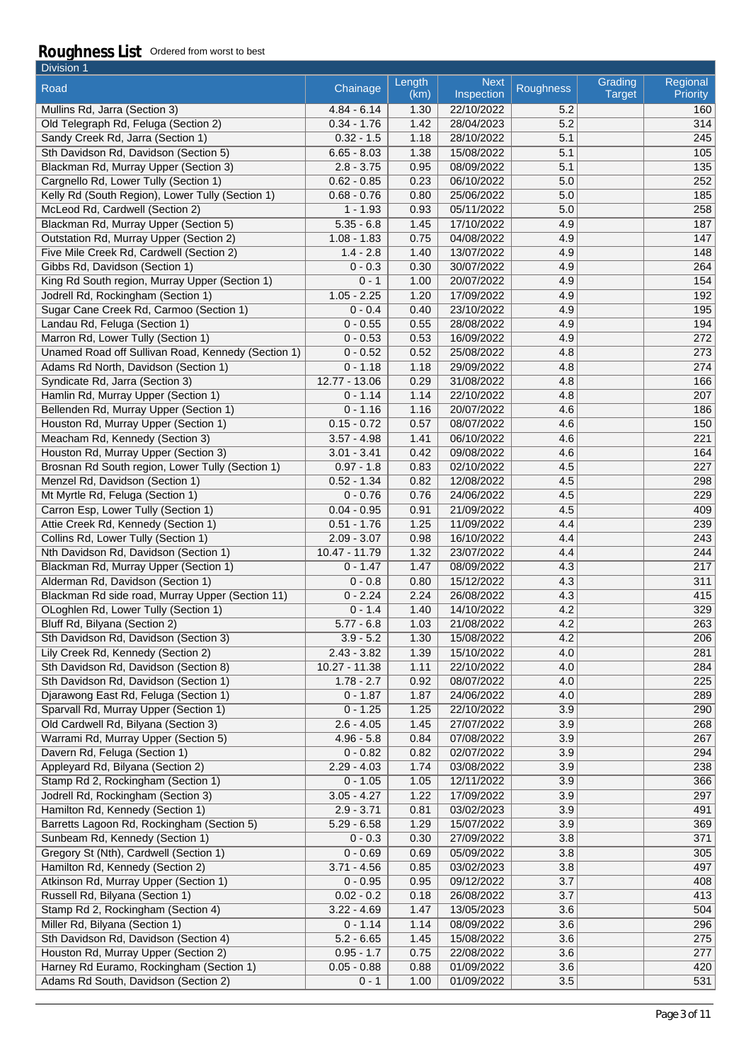## Roughness List

Ordered from worst to best

Division 1

| Road | Chainage | Length (km) | Next Inspection | Roughness | Grading Target | Regional Priority |
|---|---|---|---|---|---|---|
| Mullins Rd, Jarra (Section 3) | 4.84 - 6.14 | 1.30 | 22/10/2022 | 5.2 | | 160 |
| Old Telegraph Rd, Feluga (Section 2) | 0.34 - 1.76 | 1.42 | 28/04/2023 | 5.2 | | 314 |
| Sandy Creek Rd, Jarra (Section 1) | 0.32 - 1.5 | 1.18 | 28/10/2022 | 5.1 | | 245 |
| Sth Davidson Rd, Davidson (Section 5) | 6.65 - 8.03 | 1.38 | 15/08/2022 | 5.1 | | 105 |
| Blackman Rd, Murray Upper (Section 3) | 2.8 - 3.75 | 0.95 | 08/09/2022 | 5.1 | | 135 |
| Cargnello Rd, Lower Tully (Section 1) | 0.62 - 0.85 | 0.23 | 06/10/2022 | 5.0 | | 252 |
| Kelly Rd (South Region), Lower Tully (Section 1) | 0.68 - 0.76 | 0.80 | 25/06/2022 | 5.0 | | 185 |
| McLeod Rd, Cardwell (Section 2) | 1 - 1.93 | 0.93 | 05/11/2022 | 5.0 | | 258 |
| Blackman Rd, Murray Upper (Section 5) | 5.35 - 6.8 | 1.45 | 17/10/2022 | 4.9 | | 187 |
| Outstation Rd, Murray Upper (Section 2) | 1.08 - 1.83 | 0.75 | 04/08/2022 | 4.9 | | 147 |
| Five Mile Creek Rd, Cardwell (Section 2) | 1.4 - 2.8 | 1.40 | 13/07/2022 | 4.9 | | 148 |
| Gibbs Rd, Davidson (Section 1) | 0 - 0.3 | 0.30 | 30/07/2022 | 4.9 | | 264 |
| King Rd South region, Murray Upper (Section 1) | 0 - 1 | 1.00 | 20/07/2022 | 4.9 | | 154 |
| Jodrell Rd, Rockingham (Section 1) | 1.05 - 2.25 | 1.20 | 17/09/2022 | 4.9 | | 192 |
| Sugar Cane Creek Rd, Carmoo (Section 1) | 0 - 0.4 | 0.40 | 23/10/2022 | 4.9 | | 195 |
| Landau Rd, Feluga (Section 1) | 0 - 0.55 | 0.55 | 28/08/2022 | 4.9 | | 194 |
| Marron Rd, Lower Tully (Section 1) | 0 - 0.53 | 0.53 | 16/09/2022 | 4.9 | | 272 |
| Unamed Road off Sullivan Road, Kennedy (Section 1) | 0 - 0.52 | 0.52 | 25/08/2022 | 4.8 | | 273 |
| Adams Rd North, Davidson (Section 1) | 0 - 1.18 | 1.18 | 29/09/2022 | 4.8 | | 274 |
| Syndicate Rd, Jarra (Section 3) | 12.77 - 13.06 | 0.29 | 31/08/2022 | 4.8 | | 166 |
| Hamlin Rd, Murray Upper (Section 1) | 0 - 1.14 | 1.14 | 22/10/2022 | 4.8 | | 207 |
| Bellenden Rd, Murray Upper (Section 1) | 0 - 1.16 | 1.16 | 20/07/2022 | 4.6 | | 186 |
| Houston Rd, Murray Upper (Section 1) | 0.15 - 0.72 | 0.57 | 08/07/2022 | 4.6 | | 150 |
| Meacham Rd, Kennedy (Section 3) | 3.57 - 4.98 | 1.41 | 06/10/2022 | 4.6 | | 221 |
| Houston Rd, Murray Upper (Section 3) | 3.01 - 3.41 | 0.42 | 09/08/2022 | 4.6 | | 164 |
| Brosnan Rd South region, Lower Tully (Section 1) | 0.97 - 1.8 | 0.83 | 02/10/2022 | 4.5 | | 227 |
| Menzel Rd, Davidson (Section 1) | 0.52 - 1.34 | 0.82 | 12/08/2022 | 4.5 | | 298 |
| Mt Myrtle Rd, Feluga (Section 1) | 0 - 0.76 | 0.76 | 24/06/2022 | 4.5 | | 229 |
| Carron Esp, Lower Tully (Section 1) | 0.04 - 0.95 | 0.91 | 21/09/2022 | 4.5 | | 409 |
| Attie Creek Rd, Kennedy (Section 1) | 0.51 - 1.76 | 1.25 | 11/09/2022 | 4.4 | | 239 |
| Collins Rd, Lower Tully (Section 1) | 2.09 - 3.07 | 0.98 | 16/10/2022 | 4.4 | | 243 |
| Nth Davidson Rd, Davidson (Section 1) | 10.47 - 11.79 | 1.32 | 23/07/2022 | 4.4 | | 244 |
| Blackman Rd, Murray Upper (Section 1) | 0 - 1.47 | 1.47 | 08/09/2022 | 4.3 | | 217 |
| Alderman Rd, Davidson (Section 1) | 0 - 0.8 | 0.80 | 15/12/2022 | 4.3 | | 311 |
| Blackman Rd side road, Murray Upper (Section 11) | 0 - 2.24 | 2.24 | 26/08/2022 | 4.3 | | 415 |
| OLoghlen Rd, Lower Tully (Section 1) | 0 - 1.4 | 1.40 | 14/10/2022 | 4.2 | | 329 |
| Bluff Rd, Bilyana (Section 2) | 5.77 - 6.8 | 1.03 | 21/08/2022 | 4.2 | | 263 |
| Sth Davidson Rd, Davidson (Section 3) | 3.9 - 5.2 | 1.30 | 15/08/2022 | 4.2 | | 206 |
| Lily Creek Rd, Kennedy (Section 2) | 2.43 - 3.82 | 1.39 | 15/10/2022 | 4.0 | | 281 |
| Sth Davidson Rd, Davidson (Section 8) | 10.27 - 11.38 | 1.11 | 22/10/2022 | 4.0 | | 284 |
| Sth Davidson Rd, Davidson (Section 1) | 1.78 - 2.7 | 0.92 | 08/07/2022 | 4.0 | | 225 |
| Djarawong East Rd, Feluga (Section 1) | 0 - 1.87 | 1.87 | 24/06/2022 | 4.0 | | 289 |
| Sparvall Rd, Murray Upper (Section 1) | 0 - 1.25 | 1.25 | 22/10/2022 | 3.9 | | 290 |
| Old Cardwell Rd, Bilyana (Section 3) | 2.6 - 4.05 | 1.45 | 27/07/2022 | 3.9 | | 268 |
| Warrami Rd, Murray Upper (Section 5) | 4.96 - 5.8 | 0.84 | 07/08/2022 | 3.9 | | 267 |
| Davern Rd, Feluga (Section 1) | 0 - 0.82 | 0.82 | 02/07/2022 | 3.9 | | 294 |
| Appleyard Rd, Bilyana (Section 2) | 2.29 - 4.03 | 1.74 | 03/08/2022 | 3.9 | | 238 |
| Stamp Rd 2, Rockingham (Section 1) | 0 - 1.05 | 1.05 | 12/11/2022 | 3.9 | | 366 |
| Jodrell Rd, Rockingham (Section 3) | 3.05 - 4.27 | 1.22 | 17/09/2022 | 3.9 | | 297 |
| Hamilton Rd, Kennedy (Section 1) | 2.9 - 3.71 | 0.81 | 03/02/2023 | 3.9 | | 491 |
| Barretts Lagoon Rd, Rockingham (Section 5) | 5.29 - 6.58 | 1.29 | 15/07/2022 | 3.9 | | 369 |
| Sunbeam Rd, Kennedy (Section 1) | 0 - 0.3 | 0.30 | 27/09/2022 | 3.8 | | 371 |
| Gregory St (Nth), Cardwell (Section 1) | 0 - 0.69 | 0.69 | 05/09/2022 | 3.8 | | 305 |
| Hamilton Rd, Kennedy (Section 2) | 3.71 - 4.56 | 0.85 | 03/02/2023 | 3.8 | | 497 |
| Atkinson Rd, Murray Upper (Section 1) | 0 - 0.95 | 0.95 | 09/12/2022 | 3.7 | | 408 |
| Russell Rd, Bilyana (Section 1) | 0.02 - 0.2 | 0.18 | 26/08/2022 | 3.7 | | 413 |
| Stamp Rd 2, Rockingham (Section 4) | 3.22 - 4.69 | 1.47 | 13/05/2023 | 3.6 | | 504 |
| Miller Rd, Bilyana (Section 1) | 0 - 1.14 | 1.14 | 08/09/2022 | 3.6 | | 296 |
| Sth Davidson Rd, Davidson (Section 4) | 5.2 - 6.65 | 1.45 | 15/08/2022 | 3.6 | | 275 |
| Houston Rd, Murray Upper (Section 2) | 0.95 - 1.7 | 0.75 | 22/08/2022 | 3.6 | | 277 |
| Harney Rd Euramo, Rockingham (Section 1) | 0.05 - 0.88 | 0.88 | 01/09/2022 | 3.6 | | 420 |
| Adams Rd South, Davidson (Section 2) | 0 - 1 | 1.00 | 01/09/2022 | 3.5 | | 531 |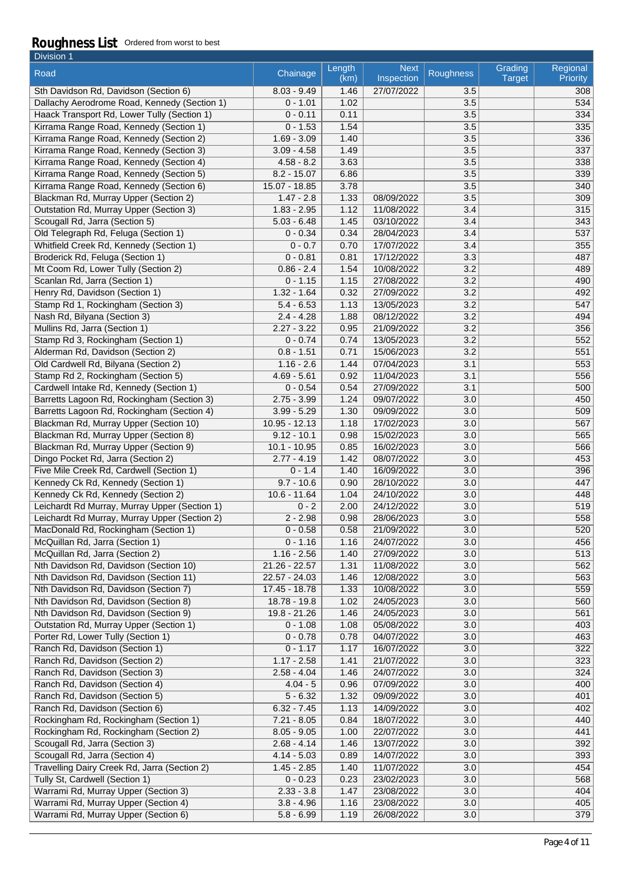## Roughness List

Ordered from worst to best

Division 1

| Road | Chainage | Length (km) | Next Inspection | Roughness | Grading Target | Regional Priority |
|---|---|---|---|---|---|---|
| Sth Davidson Rd, Davidson (Section 6) | 8.03 - 9.49 | 1.46 | 27/07/2022 | 3.5 | | 308 |
| Dallachy Aerodrome Road, Kennedy (Section 1) | 0 - 1.01 | 1.02 | | 3.5 | | 534 |
| Haack Transport Rd, Lower Tully (Section 1) | 0 - 0.11 | 0.11 | | 3.5 | | 334 |
| Kirrama Range Road, Kennedy (Section 1) | 0 - 1.53 | 1.54 | | 3.5 | | 335 |
| Kirrama Range Road, Kennedy (Section 2) | 1.69 - 3.09 | 1.40 | | 3.5 | | 336 |
| Kirrama Range Road, Kennedy (Section 3) | 3.09 - 4.58 | 1.49 | | 3.5 | | 337 |
| Kirrama Range Road, Kennedy (Section 4) | 4.58 - 8.2 | 3.63 | | 3.5 | | 338 |
| Kirrama Range Road, Kennedy (Section 5) | 8.2 - 15.07 | 6.86 | | 3.5 | | 339 |
| Kirrama Range Road, Kennedy (Section 6) | 15.07 - 18.85 | 3.78 | | 3.5 | | 340 |
| Blackman Rd, Murray Upper (Section 2) | 1.47 - 2.8 | 1.33 | 08/09/2022 | 3.5 | | 309 |
| Outstation Rd, Murray Upper (Section 3) | 1.83 - 2.95 | 1.12 | 11/08/2022 | 3.4 | | 315 |
| Scougall Rd, Jarra (Section 5) | 5.03 - 6.48 | 1.45 | 03/10/2022 | 3.4 | | 343 |
| Old Telegraph Rd, Feluga (Section 1) | 0 - 0.34 | 0.34 | 28/04/2023 | 3.4 | | 537 |
| Whitfield Creek Rd, Kennedy (Section 1) | 0 - 0.7 | 0.70 | 17/07/2022 | 3.4 | | 355 |
| Broderick Rd, Feluga (Section 1) | 0 - 0.81 | 0.81 | 17/12/2022 | 3.3 | | 487 |
| Mt Coom Rd, Lower Tully (Section 2) | 0.86 - 2.4 | 1.54 | 10/08/2022 | 3.2 | | 489 |
| Scanlan Rd, Jarra (Section 1) | 0 - 1.15 | 1.15 | 27/08/2022 | 3.2 | | 490 |
| Henry Rd, Davidson (Section 1) | 1.32 - 1.64 | 0.32 | 27/09/2022 | 3.2 | | 492 |
| Stamp Rd 1, Rockingham (Section 3) | 5.4 - 6.53 | 1.13 | 13/05/2023 | 3.2 | | 547 |
| Nash Rd, Bilyana (Section 3) | 2.4 - 4.28 | 1.88 | 08/12/2022 | 3.2 | | 494 |
| Mullins Rd, Jarra (Section 1) | 2.27 - 3.22 | 0.95 | 21/09/2022 | 3.2 | | 356 |
| Stamp Rd 3, Rockingham (Section 1) | 0 - 0.74 | 0.74 | 13/05/2023 | 3.2 | | 552 |
| Alderman Rd, Davidson (Section 2) | 0.8 - 1.51 | 0.71 | 15/06/2023 | 3.2 | | 551 |
| Old Cardwell Rd, Bilyana (Section 2) | 1.16 - 2.6 | 1.44 | 07/04/2023 | 3.1 | | 553 |
| Stamp Rd 2, Rockingham (Section 5) | 4.69 - 5.61 | 0.92 | 11/04/2023 | 3.1 | | 556 |
| Cardwell Intake Rd, Kennedy (Section 1) | 0 - 0.54 | 0.54 | 27/09/2022 | 3.1 | | 500 |
| Barretts Lagoon Rd, Rockingham (Section 3) | 2.75 - 3.99 | 1.24 | 09/07/2022 | 3.0 | | 450 |
| Barretts Lagoon Rd, Rockingham (Section 4) | 3.99 - 5.29 | 1.30 | 09/09/2022 | 3.0 | | 509 |
| Blackman Rd, Murray Upper (Section 10) | 10.95 - 12.13 | 1.18 | 17/02/2023 | 3.0 | | 567 |
| Blackman Rd, Murray Upper (Section 8) | 9.12 - 10.1 | 0.98 | 15/02/2023 | 3.0 | | 565 |
| Blackman Rd, Murray Upper (Section 9) | 10.1 - 10.95 | 0.85 | 16/02/2023 | 3.0 | | 566 |
| Dingo Pocket Rd, Jarra (Section 2) | 2.77 - 4.19 | 1.42 | 08/07/2022 | 3.0 | | 453 |
| Five Mile Creek Rd, Cardwell (Section 1) | 0 - 1.4 | 1.40 | 16/09/2022 | 3.0 | | 396 |
| Kennedy Ck Rd, Kennedy (Section 1) | 9.7 - 10.6 | 0.90 | 28/10/2022 | 3.0 | | 447 |
| Kennedy Ck Rd, Kennedy (Section 2) | 10.6 - 11.64 | 1.04 | 24/10/2022 | 3.0 | | 448 |
| Leichardt Rd Murray, Murray Upper (Section 1) | 0 - 2 | 2.00 | 24/12/2022 | 3.0 | | 519 |
| Leichardt Rd Murray, Murray Upper (Section 2) | 2 - 2.98 | 0.98 | 28/06/2023 | 3.0 | | 558 |
| MacDonald Rd, Rockingham (Section 1) | 0 - 0.58 | 0.58 | 21/09/2022 | 3.0 | | 520 |
| McQuillan Rd, Jarra (Section 1) | 0 - 1.16 | 1.16 | 24/07/2022 | 3.0 | | 456 |
| McQuillan Rd, Jarra (Section 2) | 1.16 - 2.56 | 1.40 | 27/09/2022 | 3.0 | | 513 |
| Nth Davidson Rd, Davidson (Section 10) | 21.26 - 22.57 | 1.31 | 11/08/2022 | 3.0 | | 562 |
| Nth Davidson Rd, Davidson (Section 11) | 22.57 - 24.03 | 1.46 | 12/08/2022 | 3.0 | | 563 |
| Nth Davidson Rd, Davidson (Section 7) | 17.45 - 18.78 | 1.33 | 10/08/2022 | 3.0 | | 559 |
| Nth Davidson Rd, Davidson (Section 8) | 18.78 - 19.8 | 1.02 | 24/05/2023 | 3.0 | | 560 |
| Nth Davidson Rd, Davidson (Section 9) | 19.8 - 21.26 | 1.46 | 24/05/2023 | 3.0 | | 561 |
| Outstation Rd, Murray Upper (Section 1) | 0 - 1.08 | 1.08 | 05/08/2022 | 3.0 | | 403 |
| Porter Rd, Lower Tully (Section 1) | 0 - 0.78 | 0.78 | 04/07/2022 | 3.0 | | 463 |
| Ranch Rd, Davidson (Section 1) | 0 - 1.17 | 1.17 | 16/07/2022 | 3.0 | | 322 |
| Ranch Rd, Davidson (Section 2) | 1.17 - 2.58 | 1.41 | 21/07/2022 | 3.0 | | 323 |
| Ranch Rd, Davidson (Section 3) | 2.58 - 4.04 | 1.46 | 24/07/2022 | 3.0 | | 324 |
| Ranch Rd, Davidson (Section 4) | 4.04 - 5 | 0.96 | 07/09/2022 | 3.0 | | 400 |
| Ranch Rd, Davidson (Section 5) | 5 - 6.32 | 1.32 | 09/09/2022 | 3.0 | | 401 |
| Ranch Rd, Davidson (Section 6) | 6.32 - 7.45 | 1.13 | 14/09/2022 | 3.0 | | 402 |
| Rockingham Rd, Rockingham (Section 1) | 7.21 - 8.05 | 0.84 | 18/07/2022 | 3.0 | | 440 |
| Rockingham Rd, Rockingham (Section 2) | 8.05 - 9.05 | 1.00 | 22/07/2022 | 3.0 | | 441 |
| Scougall Rd, Jarra (Section 3) | 2.68 - 4.14 | 1.46 | 13/07/2022 | 3.0 | | 392 |
| Scougall Rd, Jarra (Section 4) | 4.14 - 5.03 | 0.89 | 14/07/2022 | 3.0 | | 393 |
| Travelling Dairy Creek Rd, Jarra (Section 2) | 1.45 - 2.85 | 1.40 | 11/07/2022 | 3.0 | | 454 |
| Tully St, Cardwell (Section 1) | 0 - 0.23 | 0.23 | 23/02/2023 | 3.0 | | 568 |
| Warrami Rd, Murray Upper (Section 3) | 2.33 - 3.8 | 1.47 | 23/08/2022 | 3.0 | | 404 |
| Warrami Rd, Murray Upper (Section 4) | 3.8 - 4.96 | 1.16 | 23/08/2022 | 3.0 | | 405 |
| Warrami Rd, Murray Upper (Section 6) | 5.8 - 6.99 | 1.19 | 26/08/2022 | 3.0 | | 379 |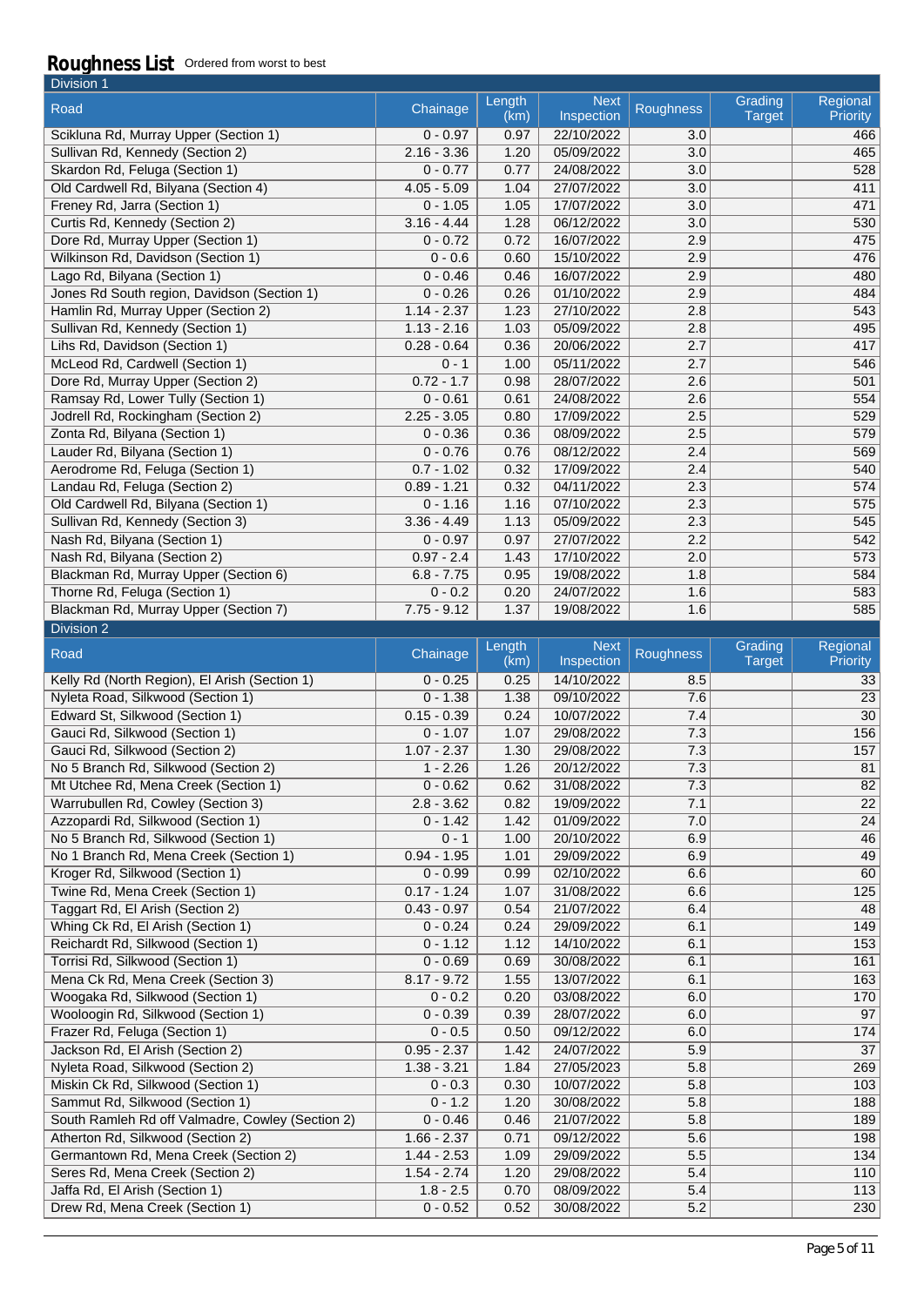# Roughness List

Ordered from worst to best

## Division 1

| Road | Chainage | Length (km) | Next Inspection | Roughness | Grading Target | Regional Priority |
|---|---|---|---|---|---|---|
| Scikluna Rd, Murray Upper (Section 1) | 0 - 0.97 | 0.97 | 22/10/2022 | 3.0 | | 466 |
| Sullivan Rd, Kennedy (Section 2) | 2.16 - 3.36 | 1.20 | 05/09/2022 | 3.0 | | 465 |
| Skardon Rd, Feluga (Section 1) | 0 - 0.77 | 0.77 | 24/08/2022 | 3.0 | | 528 |
| Old Cardwell Rd, Bilyana (Section 4) | 4.05 - 5.09 | 1.04 | 27/07/2022 | 3.0 | | 411 |
| Freney Rd, Jarra (Section 1) | 0 - 1.05 | 1.05 | 17/07/2022 | 3.0 | | 471 |
| Curtis Rd, Kennedy (Section 2) | 3.16 - 4.44 | 1.28 | 06/12/2022 | 3.0 | | 530 |
| Dore Rd, Murray Upper (Section 1) | 0 - 0.72 | 0.72 | 16/07/2022 | 2.9 | | 475 |
| Wilkinson Rd, Davidson (Section 1) | 0 - 0.6 | 0.60 | 15/10/2022 | 2.9 | | 476 |
| Lago Rd, Bilyana (Section 1) | 0 - 0.46 | 0.46 | 16/07/2022 | 2.9 | | 480 |
| Jones Rd South region, Davidson (Section 1) | 0 - 0.26 | 0.26 | 01/10/2022 | 2.9 | | 484 |
| Hamlin Rd, Murray Upper (Section 2) | 1.14 - 2.37 | 1.23 | 27/10/2022 | 2.8 | | 543 |
| Sullivan Rd, Kennedy (Section 1) | 1.13 - 2.16 | 1.03 | 05/09/2022 | 2.8 | | 495 |
| Lihs Rd, Davidson (Section 1) | 0.28 - 0.64 | 0.36 | 20/06/2022 | 2.7 | | 417 |
| McLeod Rd, Cardwell (Section 1) | 0 - 1 | 1.00 | 05/11/2022 | 2.7 | | 546 |
| Dore Rd, Murray Upper (Section 2) | 0.72 - 1.7 | 0.98 | 28/07/2022 | 2.6 | | 501 |
| Ramsay Rd, Lower Tully (Section 1) | 0 - 0.61 | 0.61 | 24/08/2022 | 2.6 | | 554 |
| Jodrell Rd, Rockingham (Section 2) | 2.25 - 3.05 | 0.80 | 17/09/2022 | 2.5 | | 529 |
| Zonta Rd, Bilyana (Section 1) | 0 - 0.36 | 0.36 | 08/09/2022 | 2.5 | | 579 |
| Lauder Rd, Bilyana (Section 1) | 0 - 0.76 | 0.76 | 08/12/2022 | 2.4 | | 569 |
| Aerodrome Rd, Feluga (Section 1) | 0.7 - 1.02 | 0.32 | 17/09/2022 | 2.4 | | 540 |
| Landau Rd, Feluga (Section 2) | 0.89 - 1.21 | 0.32 | 04/11/2022 | 2.3 | | 574 |
| Old Cardwell Rd, Bilyana (Section 1) | 0 - 1.16 | 1.16 | 07/10/2022 | 2.3 | | 575 |
| Sullivan Rd, Kennedy (Section 3) | 3.36 - 4.49 | 1.13 | 05/09/2022 | 2.3 | | 545 |
| Nash Rd, Bilyana (Section 1) | 0 - 0.97 | 0.97 | 27/07/2022 | 2.2 | | 542 |
| Nash Rd, Bilyana (Section 2) | 0.97 - 2.4 | 1.43 | 17/10/2022 | 2.0 | | 573 |
| Blackman Rd, Murray Upper (Section 6) | 6.8 - 7.75 | 0.95 | 19/08/2022 | 1.8 | | 584 |
| Thorne Rd, Feluga (Section 1) | 0 - 0.2 | 0.20 | 24/07/2022 | 1.6 | | 583 |
| Blackman Rd, Murray Upper (Section 7) | 7.75 - 9.12 | 1.37 | 19/08/2022 | 1.6 | | 585 |

## Division 2

| Road | Chainage | Length (km) | Next Inspection | Roughness | Grading Target | Regional Priority |
|---|---|---|---|---|---|---|
| Kelly Rd (North Region), El Arish (Section 1) | 0 - 0.25 | 0.25 | 14/10/2022 | 8.5 | | 33 |
| Nyleta Road, Silkwood (Section 1) | 0 - 1.38 | 1.38 | 09/10/2022 | 7.6 | | 23 |
| Edward St, Silkwood (Section 1) | 0.15 - 0.39 | 0.24 | 10/07/2022 | 7.4 | | 30 |
| Gauci Rd, Silkwood (Section 1) | 0 - 1.07 | 1.07 | 29/08/2022 | 7.3 | | 156 |
| Gauci Rd, Silkwood (Section 2) | 1.07 - 2.37 | 1.30 | 29/08/2022 | 7.3 | | 157 |
| No 5 Branch Rd, Silkwood (Section 2) | 1 - 2.26 | 1.26 | 20/12/2022 | 7.3 | | 81 |
| Mt Utchee Rd, Mena Creek (Section 1) | 0 - 0.62 | 0.62 | 31/08/2022 | 7.3 | | 82 |
| Warrubullen Rd, Cowley (Section 3) | 2.8 - 3.62 | 0.82 | 19/09/2022 | 7.1 | | 22 |
| Azzopardi Rd, Silkwood (Section 1) | 0 - 1.42 | 1.42 | 01/09/2022 | 7.0 | | 24 |
| No 5 Branch Rd, Silkwood (Section 1) | 0 - 1 | 1.00 | 20/10/2022 | 6.9 | | 46 |
| No 1 Branch Rd, Mena Creek (Section 1) | 0.94 - 1.95 | 1.01 | 29/09/2022 | 6.9 | | 49 |
| Kroger Rd, Silkwood (Section 1) | 0 - 0.99 | 0.99 | 02/10/2022 | 6.6 | | 60 |
| Twine Rd, Mena Creek (Section 1) | 0.17 - 1.24 | 1.07 | 31/08/2022 | 6.6 | | 125 |
| Taggart Rd, El Arish (Section 2) | 0.43 - 0.97 | 0.54 | 21/07/2022 | 6.4 | | 48 |
| Whing Ck Rd, El Arish (Section 1) | 0 - 0.24 | 0.24 | 29/09/2022 | 6.1 | | 149 |
| Reichardt Rd, Silkwood (Section 1) | 0 - 1.12 | 1.12 | 14/10/2022 | 6.1 | | 153 |
| Torrisi Rd, Silkwood (Section 1) | 0 - 0.69 | 0.69 | 30/08/2022 | 6.1 | | 161 |
| Mena Ck Rd, Mena Creek (Section 3) | 8.17 - 9.72 | 1.55 | 13/07/2022 | 6.1 | | 163 |
| Woogaka Rd, Silkwood (Section 1) | 0 - 0.2 | 0.20 | 03/08/2022 | 6.0 | | 170 |
| Wooloogin Rd, Silkwood (Section 1) | 0 - 0.39 | 0.39 | 28/07/2022 | 6.0 | | 97 |
| Frazer Rd, Feluga (Section 1) | 0 - 0.5 | 0.50 | 09/12/2022 | 6.0 | | 174 |
| Jackson Rd, El Arish (Section 2) | 0.95 - 2.37 | 1.42 | 24/07/2022 | 5.9 | | 37 |
| Nyleta Road, Silkwood (Section 2) | 1.38 - 3.21 | 1.84 | 27/05/2023 | 5.8 | | 269 |
| Miskin Ck Rd, Silkwood (Section 1) | 0 - 0.3 | 0.30 | 10/07/2022 | 5.8 | | 103 |
| Sammut Rd, Silkwood (Section 1) | 0 - 1.2 | 1.20 | 30/08/2022 | 5.8 | | 188 |
| South Ramleh Rd off Valmadre, Cowley (Section 2) | 0 - 0.46 | 0.46 | 21/07/2022 | 5.8 | | 189 |
| Atherton Rd, Silkwood (Section 2) | 1.66 - 2.37 | 0.71 | 09/12/2022 | 5.6 | | 198 |
| Germantown Rd, Mena Creek (Section 2) | 1.44 - 2.53 | 1.09 | 29/09/2022 | 5.5 | | 134 |
| Seres Rd, Mena Creek (Section 2) | 1.54 - 2.74 | 1.20 | 29/08/2022 | 5.4 | | 110 |
| Jaffa Rd, El Arish (Section 1) | 1.8 - 2.5 | 0.70 | 08/09/2022 | 5.4 | | 113 |
| Drew Rd, Mena Creek (Section 1) | 0 - 0.52 | 0.52 | 30/08/2022 | 5.2 | | 230 |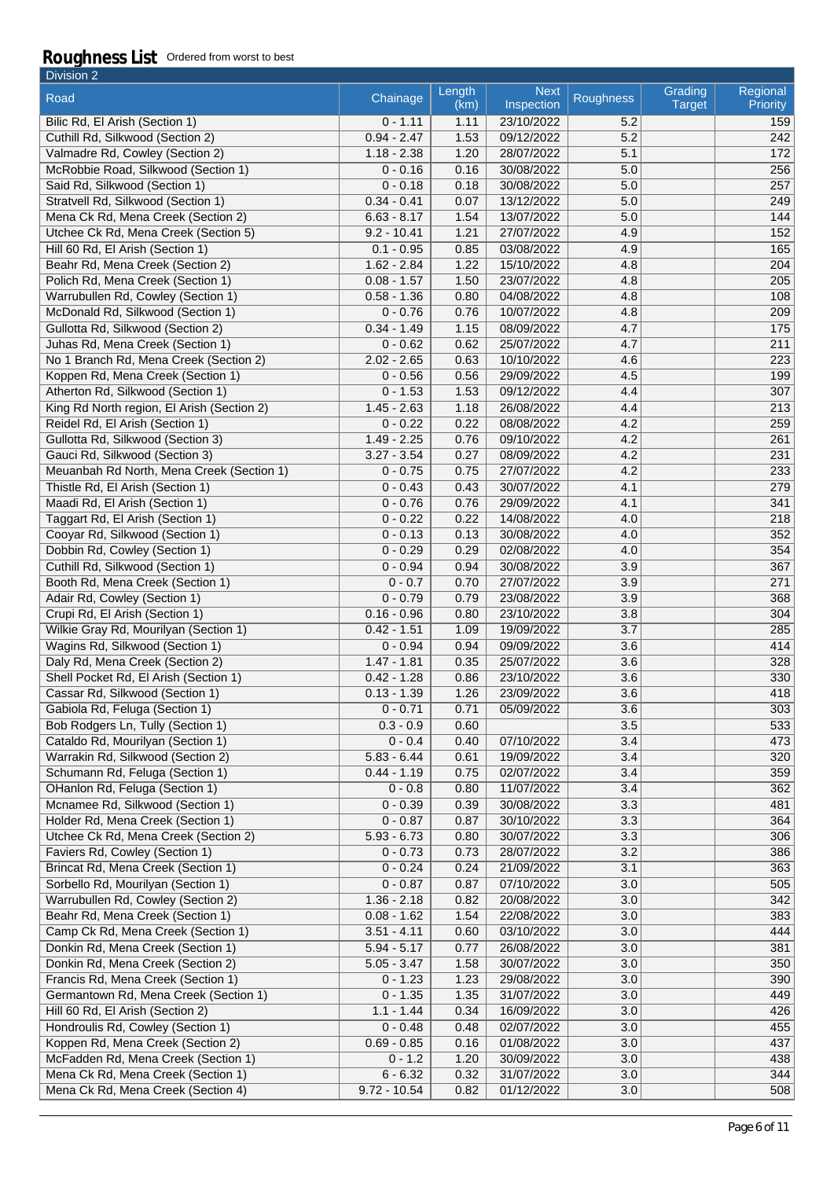## Roughness List Ordered from worst to best

Division 2

| Road | Chainage | Length (km) | Next Inspection | Roughness | Grading Target | Regional Priority |
|---|---|---|---|---|---|---|
| Bilic Rd, El Arish (Section 1) | 0 - 1.11 | 1.11 | 23/10/2022 | 5.2 | | 159 |
| Cuthill Rd, Silkwood (Section 2) | 0.94 - 2.47 | 1.53 | 09/12/2022 | 5.2 | | 242 |
| Valmadre Rd, Cowley (Section 2) | 1.18 - 2.38 | 1.20 | 28/07/2022 | 5.1 | | 172 |
| McRobbie Road, Silkwood (Section 1) | 0 - 0.16 | 0.16 | 30/08/2022 | 5.0 | | 256 |
| Said Rd, Silkwood (Section 1) | 0 - 0.18 | 0.18 | 30/08/2022 | 5.0 | | 257 |
| Stratvell Rd, Silkwood (Section 1) | 0.34 - 0.41 | 0.07 | 13/12/2022 | 5.0 | | 249 |
| Mena Ck Rd, Mena Creek (Section 2) | 6.63 - 8.17 | 1.54 | 13/07/2022 | 5.0 | | 144 |
| Utchee Ck Rd, Mena Creek (Section 5) | 9.2 - 10.41 | 1.21 | 27/07/2022 | 4.9 | | 152 |
| Hill 60 Rd, El Arish (Section 1) | 0.1 - 0.95 | 0.85 | 03/08/2022 | 4.9 | | 165 |
| Beahr Rd, Mena Creek (Section 2) | 1.62 - 2.84 | 1.22 | 15/10/2022 | 4.8 | | 204 |
| Polich Rd, Mena Creek (Section 1) | 0.08 - 1.57 | 1.50 | 23/07/2022 | 4.8 | | 205 |
| Warrubullen Rd, Cowley (Section 1) | 0.58 - 1.36 | 0.80 | 04/08/2022 | 4.8 | | 108 |
| McDonald Rd, Silkwood (Section 1) | 0 - 0.76 | 0.76 | 10/07/2022 | 4.8 | | 209 |
| Gullotta Rd, Silkwood (Section 2) | 0.34 - 1.49 | 1.15 | 08/09/2022 | 4.7 | | 175 |
| Juhas Rd, Mena Creek (Section 1) | 0 - 0.62 | 0.62 | 25/07/2022 | 4.7 | | 211 |
| No 1 Branch Rd, Mena Creek (Section 2) | 2.02 - 2.65 | 0.63 | 10/10/2022 | 4.6 | | 223 |
| Koppen Rd, Mena Creek (Section 1) | 0 - 0.56 | 0.56 | 29/09/2022 | 4.5 | | 199 |
| Atherton Rd, Silkwood (Section 1) | 0 - 1.53 | 1.53 | 09/12/2022 | 4.4 | | 307 |
| King Rd North region, El Arish (Section 2) | 1.45 - 2.63 | 1.18 | 26/08/2022 | 4.4 | | 213 |
| Reidel Rd, El Arish (Section 1) | 0 - 0.22 | 0.22 | 08/08/2022 | 4.2 | | 259 |
| Gullotta Rd, Silkwood (Section 3) | 1.49 - 2.25 | 0.76 | 09/10/2022 | 4.2 | | 261 |
| Gauci Rd, Silkwood (Section 3) | 3.27 - 3.54 | 0.27 | 08/09/2022 | 4.2 | | 231 |
| Meuanbah Rd North, Mena Creek (Section 1) | 0 - 0.75 | 0.75 | 27/07/2022 | 4.2 | | 233 |
| Thistle Rd, El Arish (Section 1) | 0 - 0.43 | 0.43 | 30/07/2022 | 4.1 | | 279 |
| Maadi Rd, El Arish (Section 1) | 0 - 0.76 | 0.76 | 29/09/2022 | 4.1 | | 341 |
| Taggart Rd, El Arish (Section 1) | 0 - 0.22 | 0.22 | 14/08/2022 | 4.0 | | 218 |
| Cooyar Rd, Silkwood (Section 1) | 0 - 0.13 | 0.13 | 30/08/2022 | 4.0 | | 352 |
| Dobbin Rd, Cowley (Section 1) | 0 - 0.29 | 0.29 | 02/08/2022 | 4.0 | | 354 |
| Cuthill Rd, Silkwood (Section 1) | 0 - 0.94 | 0.94 | 30/08/2022 | 3.9 | | 367 |
| Booth Rd, Mena Creek (Section 1) | 0 - 0.7 | 0.70 | 27/07/2022 | 3.9 | | 271 |
| Adair Rd, Cowley (Section 1) | 0 - 0.79 | 0.79 | 23/08/2022 | 3.9 | | 368 |
| Crupi Rd, El Arish (Section 1) | 0.16 - 0.96 | 0.80 | 23/10/2022 | 3.8 | | 304 |
| Wilkie Gray Rd, Mourilyan (Section 1) | 0.42 - 1.51 | 1.09 | 19/09/2022 | 3.7 | | 285 |
| Wagins Rd, Silkwood (Section 1) | 0 - 0.94 | 0.94 | 09/09/2022 | 3.6 | | 414 |
| Daly Rd, Mena Creek (Section 2) | 1.47 - 1.81 | 0.35 | 25/07/2022 | 3.6 | | 328 |
| Shell Pocket Rd, El Arish (Section 1) | 0.42 - 1.28 | 0.86 | 23/10/2022 | 3.6 | | 330 |
| Cassar Rd, Silkwood (Section 1) | 0.13 - 1.39 | 1.26 | 23/09/2022 | 3.6 | | 418 |
| Gabiola Rd, Feluga (Section 1) | 0 - 0.71 | 0.71 | 05/09/2022 | 3.6 | | 303 |
| Bob Rodgers Ln, Tully (Section 1) | 0.3 - 0.9 | 0.60 | | 3.5 | | 533 |
| Cataldo Rd, Mourilyan (Section 1) | 0 - 0.4 | 0.40 | 07/10/2022 | 3.4 | | 473 |
| Warrakin Rd, Silkwood (Section 2) | 5.83 - 6.44 | 0.61 | 19/09/2022 | 3.4 | | 320 |
| Schumann Rd, Feluga (Section 1) | 0.44 - 1.19 | 0.75 | 02/07/2022 | 3.4 | | 359 |
| OHanlon Rd, Feluga (Section 1) | 0 - 0.8 | 0.80 | 11/07/2022 | 3.4 | | 362 |
| Mcnamee Rd, Silkwood (Section 1) | 0 - 0.39 | 0.39 | 30/08/2022 | 3.3 | | 481 |
| Holder Rd, Mena Creek (Section 1) | 0 - 0.87 | 0.87 | 30/10/2022 | 3.3 | | 364 |
| Utchee Ck Rd, Mena Creek (Section 2) | 5.93 - 6.73 | 0.80 | 30/07/2022 | 3.3 | | 306 |
| Faviers Rd, Cowley (Section 1) | 0 - 0.73 | 0.73 | 28/07/2022 | 3.2 | | 386 |
| Brincat Rd, Mena Creek (Section 1) | 0 - 0.24 | 0.24 | 21/09/2022 | 3.1 | | 363 |
| Sorbello Rd, Mourilyan (Section 1) | 0 - 0.87 | 0.87 | 07/10/2022 | 3.0 | | 505 |
| Warrubullen Rd, Cowley (Section 2) | 1.36 - 2.18 | 0.82 | 20/08/2022 | 3.0 | | 342 |
| Beahr Rd, Mena Creek (Section 1) | 0.08 - 1.62 | 1.54 | 22/08/2022 | 3.0 | | 383 |
| Camp Ck Rd, Mena Creek (Section 1) | 3.51 - 4.11 | 0.60 | 03/10/2022 | 3.0 | | 444 |
| Donkin Rd, Mena Creek (Section 1) | 5.94 - 5.17 | 0.77 | 26/08/2022 | 3.0 | | 381 |
| Donkin Rd, Mena Creek (Section 2) | 5.05 - 3.47 | 1.58 | 30/07/2022 | 3.0 | | 350 |
| Francis Rd, Mena Creek (Section 1) | 0 - 1.23 | 1.23 | 29/08/2022 | 3.0 | | 390 |
| Germantown Rd, Mena Creek (Section 1) | 0 - 1.35 | 1.35 | 31/07/2022 | 3.0 | | 449 |
| Hill 60 Rd, El Arish (Section 2) | 1.1 - 1.44 | 0.34 | 16/09/2022 | 3.0 | | 426 |
| Hondroulis Rd, Cowley (Section 1) | 0 - 0.48 | 0.48 | 02/07/2022 | 3.0 | | 455 |
| Koppen Rd, Mena Creek (Section 2) | 0.69 - 0.85 | 0.16 | 01/08/2022 | 3.0 | | 437 |
| McFadden Rd, Mena Creek (Section 1) | 0 - 1.2 | 1.20 | 30/09/2022 | 3.0 | | 438 |
| Mena Ck Rd, Mena Creek (Section 1) | 6 - 6.32 | 0.32 | 31/07/2022 | 3.0 | | 344 |
| Mena Ck Rd, Mena Creek (Section 4) | 9.72 - 10.54 | 0.82 | 01/12/2022 | 3.0 | | 508 |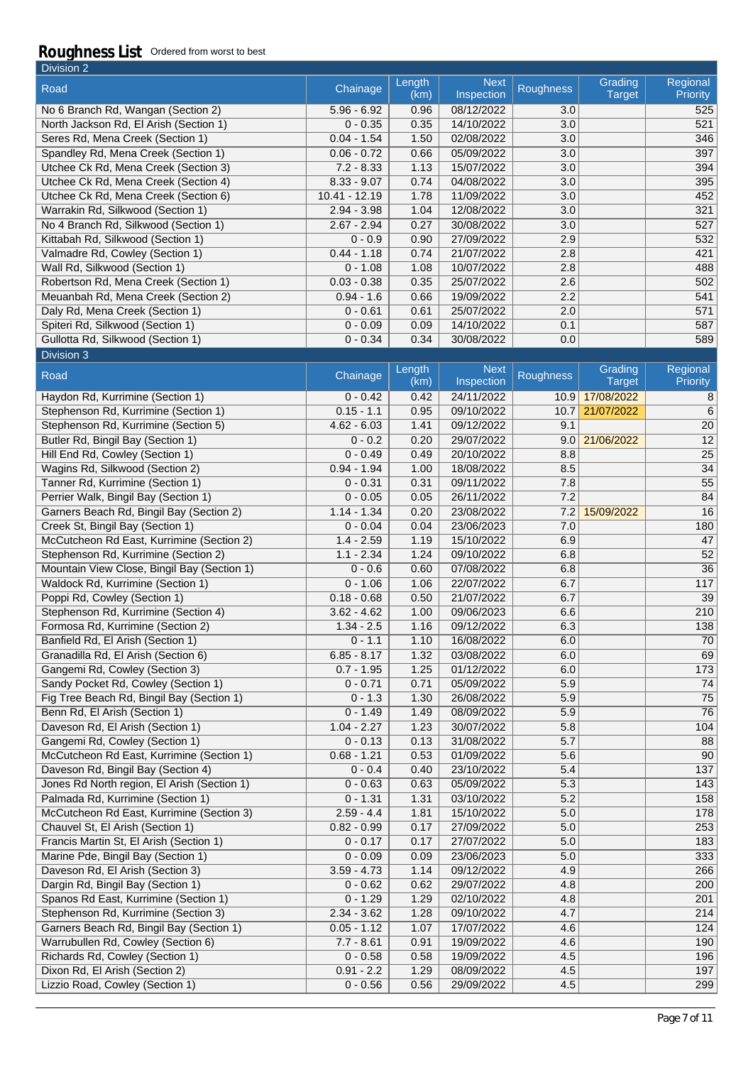## Roughness List

Ordered from worst to best

### Division 2

| Road | Chainage | Length (km) | Next Inspection | Roughness | Grading Target | Regional Priority |
|---|---|---|---|---|---|---|
| No 6 Branch Rd, Wangan (Section 2) | 5.96 - 6.92 | 0.96 | 08/12/2022 | 3.0 | | 525 |
| North Jackson Rd, El Arish (Section 1) | 0 - 0.35 | 0.35 | 14/10/2022 | 3.0 | | 521 |
| Seres Rd, Mena Creek (Section 1) | 0.04 - 1.54 | 1.50 | 02/08/2022 | 3.0 | | 346 |
| Spandley Rd, Mena Creek (Section 1) | 0.06 - 0.72 | 0.66 | 05/09/2022 | 3.0 | | 397 |
| Utchee Ck Rd, Mena Creek (Section 3) | 7.2 - 8.33 | 1.13 | 15/07/2022 | 3.0 | | 394 |
| Utchee Ck Rd, Mena Creek (Section 4) | 8.33 - 9.07 | 0.74 | 04/08/2022 | 3.0 | | 395 |
| Utchee Ck Rd, Mena Creek (Section 6) | 10.41 - 12.19 | 1.78 | 11/09/2022 | 3.0 | | 452 |
| Warrakin Rd, Silkwood (Section 1) | 2.94 - 3.98 | 1.04 | 12/08/2022 | 3.0 | | 321 |
| No 4 Branch Rd, Silkwood (Section 1) | 2.67 - 2.94 | 0.27 | 30/08/2022 | 3.0 | | 527 |
| Kittabah Rd, Silkwood (Section 1) | 0 - 0.9 | 0.90 | 27/09/2022 | 2.9 | | 532 |
| Valmadre Rd, Cowley (Section 1) | 0.44 - 1.18 | 0.74 | 21/07/2022 | 2.8 | | 421 |
| Wall Rd, Silkwood (Section 1) | 0 - 1.08 | 1.08 | 10/07/2022 | 2.8 | | 488 |
| Robertson Rd, Mena Creek (Section 1) | 0.03 - 0.38 | 0.35 | 25/07/2022 | 2.6 | | 502 |
| Meuanbah Rd, Mena Creek (Section 2) | 0.94 - 1.6 | 0.66 | 19/09/2022 | 2.2 | | 541 |
| Daly Rd, Mena Creek (Section 1) | 0 - 0.61 | 0.61 | 25/07/2022 | 2.0 | | 571 |
| Spiteri Rd, Silkwood (Section 1) | 0 - 0.09 | 0.09 | 14/10/2022 | 0.1 | | 587 |
| Gullotta Rd, Silkwood (Section 1) | 0 - 0.34 | 0.34 | 30/08/2022 | 0.0 | | 589 |

### Division 3

| Road | Chainage | Length (km) | Next Inspection | Roughness | Grading Target | Regional Priority |
|---|---|---|---|---|---|---|
| Haydon Rd, Kurrimine (Section 1) | 0 - 0.42 | 0.42 | 24/11/2022 | 10.9 | 17/08/2022 | 8 |
| Stephenson Rd, Kurrimine (Section 1) | 0.15 - 1.1 | 0.95 | 09/10/2022 | 10.7 | 21/07/2022 | 6 |
| Stephenson Rd, Kurrimine (Section 5) | 4.62 - 6.03 | 1.41 | 09/12/2022 | 9.1 | | 20 |
| Butler Rd, Bingil Bay (Section 1) | 0 - 0.2 | 0.20 | 29/07/2022 | 9.0 | 21/06/2022 | 12 |
| Hill End Rd, Cowley (Section 1) | 0 - 0.49 | 0.49 | 20/10/2022 | 8.8 | | 25 |
| Wagins Rd, Silkwood (Section 2) | 0.94 - 1.94 | 1.00 | 18/08/2022 | 8.5 | | 34 |
| Tanner Rd, Kurrimine (Section 1) | 0 - 0.31 | 0.31 | 09/11/2022 | 7.8 | | 55 |
| Perrier Walk, Bingil Bay (Section 1) | 0 - 0.05 | 0.05 | 26/11/2022 | 7.2 | | 84 |
| Garners Beach Rd, Bingil Bay (Section 2) | 1.14 - 1.34 | 0.20 | 23/08/2022 | 7.2 | 15/09/2022 | 16 |
| Creek St, Bingil Bay (Section 1) | 0 - 0.04 | 0.04 | 23/06/2023 | 7.0 | | 180 |
| McCutcheon Rd East, Kurrimine (Section 2) | 1.4 - 2.59 | 1.19 | 15/10/2022 | 6.9 | | 47 |
| Stephenson Rd, Kurrimine (Section 2) | 1.1 - 2.34 | 1.24 | 09/10/2022 | 6.8 | | 52 |
| Mountain View Close, Bingil Bay (Section 1) | 0 - 0.6 | 0.60 | 07/08/2022 | 6.8 | | 36 |
| Waldock Rd, Kurrimine (Section 1) | 0 - 1.06 | 1.06 | 22/07/2022 | 6.7 | | 117 |
| Poppi Rd, Cowley (Section 1) | 0.18 - 0.68 | 0.50 | 21/07/2022 | 6.7 | | 39 |
| Stephenson Rd, Kurrimine (Section 4) | 3.62 - 4.62 | 1.00 | 09/06/2023 | 6.6 | | 210 |
| Formosa Rd, Kurrimine (Section 2) | 1.34 - 2.5 | 1.16 | 09/12/2022 | 6.3 | | 138 |
| Banfield Rd, El Arish (Section 1) | 0 - 1.1 | 1.10 | 16/08/2022 | 6.0 | | 70 |
| Granadilla Rd, El Arish (Section 6) | 6.85 - 8.17 | 1.32 | 03/08/2022 | 6.0 | | 69 |
| Gangemi Rd, Cowley (Section 3) | 0.7 - 1.95 | 1.25 | 01/12/2022 | 6.0 | | 173 |
| Sandy Pocket Rd, Cowley (Section 1) | 0 - 0.71 | 0.71 | 05/09/2022 | 5.9 | | 74 |
| Fig Tree Beach Rd, Bingil Bay (Section 1) | 0 - 1.3 | 1.30 | 26/08/2022 | 5.9 | | 75 |
| Benn Rd, El Arish (Section 1) | 0 - 1.49 | 1.49 | 08/09/2022 | 5.9 | | 76 |
| Daveson Rd, El Arish (Section 1) | 1.04 - 2.27 | 1.23 | 30/07/2022 | 5.8 | | 104 |
| Gangemi Rd, Cowley (Section 1) | 0 - 0.13 | 0.13 | 31/08/2022 | 5.7 | | 88 |
| McCutcheon Rd East, Kurrimine (Section 1) | 0.68 - 1.21 | 0.53 | 01/09/2022 | 5.6 | | 90 |
| Daveson Rd, Bingil Bay (Section 4) | 0 - 0.4 | 0.40 | 23/10/2022 | 5.4 | | 137 |
| Jones Rd North region, El Arish (Section 1) | 0 - 0.63 | 0.63 | 05/09/2022 | 5.3 | | 143 |
| Palmada Rd, Kurrimine (Section 1) | 0 - 1.31 | 1.31 | 03/10/2022 | 5.2 | | 158 |
| McCutcheon Rd East, Kurrimine (Section 3) | 2.59 - 4.4 | 1.81 | 15/10/2022 | 5.0 | | 178 |
| Chauvel St, El Arish (Section 1) | 0.82 - 0.99 | 0.17 | 27/09/2022 | 5.0 | | 253 |
| Francis Martin St, El Arish (Section 1) | 0 - 0.17 | 0.17 | 27/07/2022 | 5.0 | | 183 |
| Marine Pde, Bingil Bay (Section 1) | 0 - 0.09 | 0.09 | 23/06/2023 | 5.0 | | 333 |
| Daveson Rd, El Arish (Section 3) | 3.59 - 4.73 | 1.14 | 09/12/2022 | 4.9 | | 266 |
| Dargin Rd, Bingil Bay (Section 1) | 0 - 0.62 | 0.62 | 29/07/2022 | 4.8 | | 200 |
| Spanos Rd East, Kurrimine (Section 1) | 0 - 1.29 | 1.29 | 02/10/2022 | 4.8 | | 201 |
| Stephenson Rd, Kurrimine (Section 3) | 2.34 - 3.62 | 1.28 | 09/10/2022 | 4.7 | | 214 |
| Garners Beach Rd, Bingil Bay (Section 1) | 0.05 - 1.12 | 1.07 | 17/07/2022 | 4.6 | | 124 |
| Warrubullen Rd, Cowley (Section 6) | 7.7 - 8.61 | 0.91 | 19/09/2022 | 4.6 | | 190 |
| Richards Rd, Cowley (Section 1) | 0 - 0.58 | 0.58 | 19/09/2022 | 4.5 | | 196 |
| Dixon Rd, El Arish (Section 2) | 0.91 - 2.2 | 1.29 | 08/09/2022 | 4.5 | | 197 |
| Lizzio Road, Cowley (Section 1) | 0 - 0.56 | 0.56 | 29/09/2022 | 4.5 | | 299 |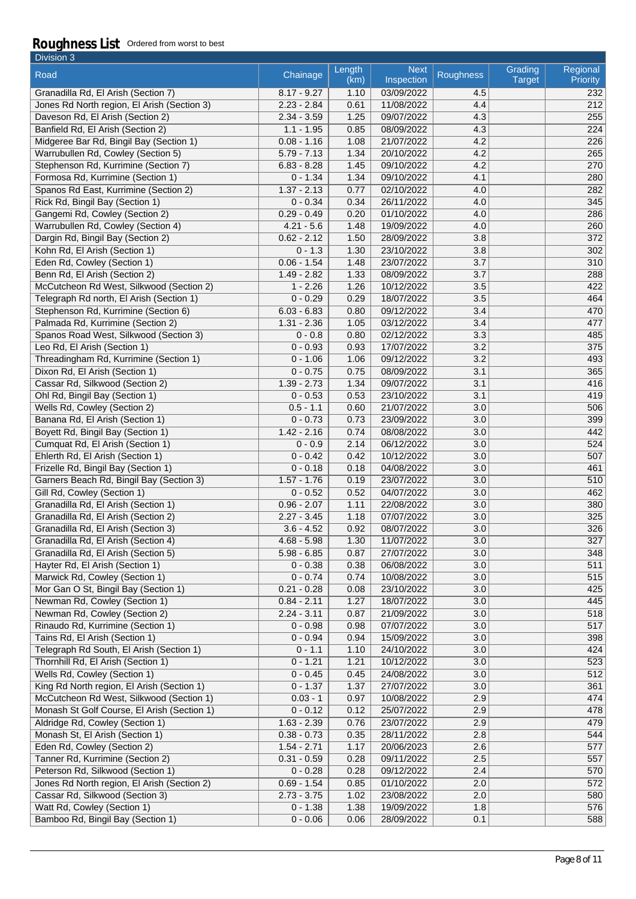## Roughness List Ordered from worst to best

| Division 3 | | | | | | |
|---|---|---|---|---|---|---|
| Road | Chainage | Length (km) | Next Inspection | Roughness | Grading Target | Regional Priority |
| Granadilla Rd, El Arish (Section 7) | 8.17 - 9.27 | 1.10 | 03/09/2022 | 4.5 | | 232 |
| Jones Rd North region, El Arish (Section 3) | 2.23 - 2.84 | 0.61 | 11/08/2022 | 4.4 | | 212 |
| Daveson Rd, El Arish (Section 2) | 2.34 - 3.59 | 1.25 | 09/07/2022 | 4.3 | | 255 |
| Banfield Rd, El Arish (Section 2) | 1.1 - 1.95 | 0.85 | 08/09/2022 | 4.3 | | 224 |
| Midgeree Bar Rd, Bingil Bay (Section 1) | 0.08 - 1.16 | 1.08 | 21/07/2022 | 4.2 | | 226 |
| Warrubullen Rd, Cowley (Section 5) | 5.79 - 7.13 | 1.34 | 20/10/2022 | 4.2 | | 265 |
| Stephenson Rd, Kurrimine (Section 7) | 6.83 - 8.28 | 1.45 | 09/10/2022 | 4.2 | | 270 |
| Formosa Rd, Kurrimine (Section 1) | 0 - 1.34 | 1.34 | 09/10/2022 | 4.1 | | 280 |
| Spanos Rd East, Kurrimine (Section 2) | 1.37 - 2.13 | 0.77 | 02/10/2022 | 4.0 | | 282 |
| Rick Rd, Bingil Bay (Section 1) | 0 - 0.34 | 0.34 | 26/11/2022 | 4.0 | | 345 |
| Gangemi Rd, Cowley (Section 2) | 0.29 - 0.49 | 0.20 | 01/10/2022 | 4.0 | | 286 |
| Warrubullen Rd, Cowley (Section 4) | 4.21 - 5.6 | 1.48 | 19/09/2022 | 4.0 | | 260 |
| Dargin Rd, Bingil Bay (Section 2) | 0.62 - 2.12 | 1.50 | 28/09/2022 | 3.8 | | 372 |
| Kohn Rd, El Arish (Section 1) | 0 - 1.3 | 1.30 | 23/10/2022 | 3.8 | | 302 |
| Eden Rd, Cowley (Section 1) | 0.06 - 1.54 | 1.48 | 23/07/2022 | 3.7 | | 310 |
| Benn Rd, El Arish (Section 2) | 1.49 - 2.82 | 1.33 | 08/09/2022 | 3.7 | | 288 |
| McCutcheon Rd West, Silkwood (Section 2) | 1 - 2.26 | 1.26 | 10/12/2022 | 3.5 | | 422 |
| Telegraph Rd north, El Arish (Section 1) | 0 - 0.29 | 0.29 | 18/07/2022 | 3.5 | | 464 |
| Stephenson Rd, Kurrimine (Section 6) | 6.03 - 6.83 | 0.80 | 09/12/2022 | 3.4 | | 470 |
| Palmada Rd, Kurrimine (Section 2) | 1.31 - 2.36 | 1.05 | 03/12/2022 | 3.4 | | 477 |
| Spanos Road West, Silkwood (Section 3) | 0 - 0.8 | 0.80 | 02/12/2022 | 3.3 | | 485 |
| Leo Rd, El Arish (Section 1) | 0 - 0.93 | 0.93 | 17/07/2022 | 3.2 | | 375 |
| Threadingham Rd, Kurrimine (Section 1) | 0 - 1.06 | 1.06 | 09/12/2022 | 3.2 | | 493 |
| Dixon Rd, El Arish (Section 1) | 0 - 0.75 | 0.75 | 08/09/2022 | 3.1 | | 365 |
| Cassar Rd, Silkwood (Section 2) | 1.39 - 2.73 | 1.34 | 09/07/2022 | 3.1 | | 416 |
| Ohl Rd, Bingil Bay (Section 1) | 0 - 0.53 | 0.53 | 23/10/2022 | 3.1 | | 419 |
| Wells Rd, Cowley (Section 2) | 0.5 - 1.1 | 0.60 | 21/07/2022 | 3.0 | | 506 |
| Banana Rd, El Arish (Section 1) | 0 - 0.73 | 0.73 | 23/09/2022 | 3.0 | | 399 |
| Boyett Rd, Bingil Bay (Section 1) | 1.42 - 2.16 | 0.74 | 08/08/2022 | 3.0 | | 442 |
| Cumquat Rd, El Arish (Section 1) | 0 - 0.9 | 2.14 | 06/12/2022 | 3.0 | | 524 |
| Ehlerth Rd, El Arish (Section 1) | 0 - 0.42 | 0.42 | 10/12/2022 | 3.0 | | 507 |
| Frizelle Rd, Bingil Bay (Section 1) | 0 - 0.18 | 0.18 | 04/08/2022 | 3.0 | | 461 |
| Garners Beach Rd, Bingil Bay (Section 3) | 1.57 - 1.76 | 0.19 | 23/07/2022 | 3.0 | | 510 |
| Gill Rd, Cowley (Section 1) | 0 - 0.52 | 0.52 | 04/07/2022 | 3.0 | | 462 |
| Granadilla Rd, El Arish (Section 1) | 0.96 - 2.07 | 1.11 | 22/08/2022 | 3.0 | | 380 |
| Granadilla Rd, El Arish (Section 2) | 2.27 - 3.45 | 1.18 | 07/07/2022 | 3.0 | | 325 |
| Granadilla Rd, El Arish (Section 3) | 3.6 - 4.52 | 0.92 | 08/07/2022 | 3.0 | | 326 |
| Granadilla Rd, El Arish (Section 4) | 4.68 - 5.98 | 1.30 | 11/07/2022 | 3.0 | | 327 |
| Granadilla Rd, El Arish (Section 5) | 5.98 - 6.85 | 0.87 | 27/07/2022 | 3.0 | | 348 |
| Hayter Rd, El Arish (Section 1) | 0 - 0.38 | 0.38 | 06/08/2022 | 3.0 | | 511 |
| Marwick Rd, Cowley (Section 1) | 0 - 0.74 | 0.74 | 10/08/2022 | 3.0 | | 515 |
| Mor Gan O St, Bingil Bay (Section 1) | 0.21 - 0.28 | 0.08 | 23/10/2022 | 3.0 | | 425 |
| Newman Rd, Cowley (Section 1) | 0.84 - 2.11 | 1.27 | 18/07/2022 | 3.0 | | 445 |
| Newman Rd, Cowley (Section 2) | 2.24 - 3.11 | 0.87 | 21/09/2022 | 3.0 | | 518 |
| Rinaudo Rd, Kurrimine (Section 1) | 0 - 0.98 | 0.98 | 07/07/2022 | 3.0 | | 517 |
| Tains Rd, El Arish (Section 1) | 0 - 0.94 | 0.94 | 15/09/2022 | 3.0 | | 398 |
| Telegraph Rd South, El Arish (Section 1) | 0 - 1.1 | 1.10 | 24/10/2022 | 3.0 | | 424 |
| Thornhill Rd, El Arish (Section 1) | 0 - 1.21 | 1.21 | 10/12/2022 | 3.0 | | 523 |
| Wells Rd, Cowley (Section 1) | 0 - 0.45 | 0.45 | 24/08/2022 | 3.0 | | 512 |
| King Rd North region, El Arish (Section 1) | 0 - 1.37 | 1.37 | 27/07/2022 | 3.0 | | 361 |
| McCutcheon Rd West, Silkwood (Section 1) | 0.03 - 1 | 0.97 | 10/08/2022 | 2.9 | | 474 |
| Monash St Golf Course, El Arish (Section 1) | 0 - 0.12 | 0.12 | 25/07/2022 | 2.9 | | 478 |
| Aldridge Rd, Cowley (Section 1) | 1.63 - 2.39 | 0.76 | 23/07/2022 | 2.9 | | 479 |
| Monash St, El Arish (Section 1) | 0.38 - 0.73 | 0.35 | 28/11/2022 | 2.8 | | 544 |
| Eden Rd, Cowley (Section 2) | 1.54 - 2.71 | 1.17 | 20/06/2023 | 2.6 | | 577 |
| Tanner Rd, Kurrimine (Section 2) | 0.31 - 0.59 | 0.28 | 09/11/2022 | 2.5 | | 557 |
| Peterson Rd, Silkwood (Section 1) | 0 - 0.28 | 0.28 | 09/12/2022 | 2.4 | | 570 |
| Jones Rd North region, El Arish (Section 2) | 0.69 - 1.54 | 0.85 | 01/10/2022 | 2.0 | | 572 |
| Cassar Rd, Silkwood (Section 3) | 2.73 - 3.75 | 1.02 | 23/08/2022 | 2.0 | | 580 |
| Watt Rd, Cowley (Section 1) | 0 - 1.38 | 1.38 | 19/09/2022 | 1.8 | | 576 |
| Bamboo Rd, Bingil Bay (Section 1) | 0 - 0.06 | 0.06 | 28/09/2022 | 0.1 | | 588 |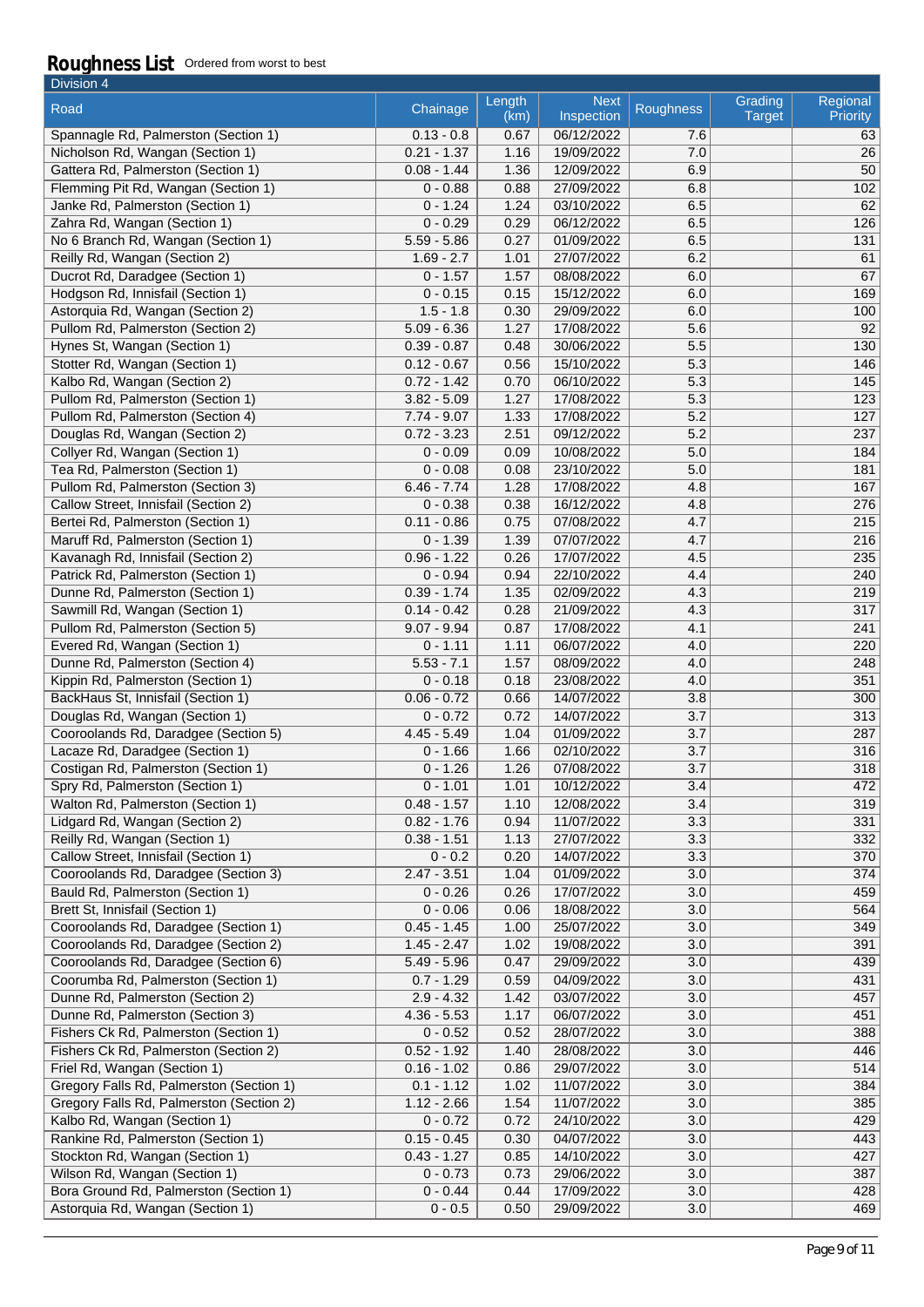## Roughness List

Ordered from worst to best

Division 4

| Road | Chainage | Length (km) | Next Inspection | Roughness | Grading Target | Regional Priority |
|---|---|---|---|---|---|---|
| Spannagle Rd, Palmerston (Section 1) | 0.13 - 0.8 | 0.67 | 06/12/2022 | 7.6 | | 63 |
| Nicholson Rd, Wangan (Section 1) | 0.21 - 1.37 | 1.16 | 19/09/2022 | 7.0 | | 26 |
| Gattera Rd, Palmerston (Section 1) | 0.08 - 1.44 | 1.36 | 12/09/2022 | 6.9 | | 50 |
| Flemming Pit Rd, Wangan (Section 1) | 0 - 0.88 | 0.88 | 27/09/2022 | 6.8 | | 102 |
| Janke Rd, Palmerston (Section 1) | 0 - 1.24 | 1.24 | 03/10/2022 | 6.5 | | 62 |
| Zahra Rd, Wangan (Section 1) | 0 - 0.29 | 0.29 | 06/12/2022 | 6.5 | | 126 |
| No 6 Branch Rd, Wangan (Section 1) | 5.59 - 5.86 | 0.27 | 01/09/2022 | 6.5 | | 131 |
| Reilly Rd, Wangan (Section 2) | 1.69 - 2.7 | 1.01 | 27/07/2022 | 6.2 | | 61 |
| Ducrot Rd, Daradgee (Section 1) | 0 - 1.57 | 1.57 | 08/08/2022 | 6.0 | | 67 |
| Hodgson Rd, Innisfail (Section 1) | 0 - 0.15 | 0.15 | 15/12/2022 | 6.0 | | 169 |
| Astorquia Rd, Wangan (Section 2) | 1.5 - 1.8 | 0.30 | 29/09/2022 | 6.0 | | 100 |
| Pullom Rd, Palmerston (Section 2) | 5.09 - 6.36 | 1.27 | 17/08/2022 | 5.6 | | 92 |
| Hynes St, Wangan (Section 1) | 0.39 - 0.87 | 0.48 | 30/06/2022 | 5.5 | | 130 |
| Stotter Rd, Wangan (Section 1) | 0.12 - 0.67 | 0.56 | 15/10/2022 | 5.3 | | 146 |
| Kalbo Rd, Wangan (Section 2) | 0.72 - 1.42 | 0.70 | 06/10/2022 | 5.3 | | 145 |
| Pullom Rd, Palmerston (Section 1) | 3.82 - 5.09 | 1.27 | 17/08/2022 | 5.3 | | 123 |
| Pullom Rd, Palmerston (Section 4) | 7.74 - 9.07 | 1.33 | 17/08/2022 | 5.2 | | 127 |
| Douglas Rd, Wangan (Section 2) | 0.72 - 3.23 | 2.51 | 09/12/2022 | 5.2 | | 237 |
| Collyer Rd, Wangan (Section 1) | 0 - 0.09 | 0.09 | 10/08/2022 | 5.0 | | 184 |
| Tea Rd, Palmerston (Section 1) | 0 - 0.08 | 0.08 | 23/10/2022 | 5.0 | | 181 |
| Pullom Rd, Palmerston (Section 3) | 6.46 - 7.74 | 1.28 | 17/08/2022 | 4.8 | | 167 |
| Callow Street, Innisfail (Section 2) | 0 - 0.38 | 0.38 | 16/12/2022 | 4.8 | | 276 |
| Bertei Rd, Palmerston (Section 1) | 0.11 - 0.86 | 0.75 | 07/08/2022 | 4.7 | | 215 |
| Maruff Rd, Palmerston (Section 1) | 0 - 1.39 | 1.39 | 07/07/2022 | 4.7 | | 216 |
| Kavanagh Rd, Innisfail (Section 2) | 0.96 - 1.22 | 0.26 | 17/07/2022 | 4.5 | | 235 |
| Patrick Rd, Palmerston (Section 1) | 0 - 0.94 | 0.94 | 22/10/2022 | 4.4 | | 240 |
| Dunne Rd, Palmerston (Section 1) | 0.39 - 1.74 | 1.35 | 02/09/2022 | 4.3 | | 219 |
| Sawmill Rd, Wangan (Section 1) | 0.14 - 0.42 | 0.28 | 21/09/2022 | 4.3 | | 317 |
| Pullom Rd, Palmerston (Section 5) | 9.07 - 9.94 | 0.87 | 17/08/2022 | 4.1 | | 241 |
| Evered Rd, Wangan (Section 1) | 0 - 1.11 | 1.11 | 06/07/2022 | 4.0 | | 220 |
| Dunne Rd, Palmerston (Section 4) | 5.53 - 7.1 | 1.57 | 08/09/2022 | 4.0 | | 248 |
| Kippin Rd, Palmerston (Section 1) | 0 - 0.18 | 0.18 | 23/08/2022 | 4.0 | | 351 |
| BackHaus St, Innisfail (Section 1) | 0.06 - 0.72 | 0.66 | 14/07/2022 | 3.8 | | 300 |
| Douglas Rd, Wangan (Section 1) | 0 - 0.72 | 0.72 | 14/07/2022 | 3.7 | | 313 |
| Cooroolands Rd, Daradgee (Section 5) | 4.45 - 5.49 | 1.04 | 01/09/2022 | 3.7 | | 287 |
| Lacaze Rd, Daradgee (Section 1) | 0 - 1.66 | 1.66 | 02/10/2022 | 3.7 | | 316 |
| Costigan Rd, Palmerston (Section 1) | 0 - 1.26 | 1.26 | 07/08/2022 | 3.7 | | 318 |
| Spry Rd, Palmerston (Section 1) | 0 - 1.01 | 1.01 | 10/12/2022 | 3.4 | | 472 |
| Walton Rd, Palmerston (Section 1) | 0.48 - 1.57 | 1.10 | 12/08/2022 | 3.4 | | 319 |
| Lidgard Rd, Wangan (Section 2) | 0.82 - 1.76 | 0.94 | 11/07/2022 | 3.3 | | 331 |
| Reilly Rd, Wangan (Section 1) | 0.38 - 1.51 | 1.13 | 27/07/2022 | 3.3 | | 332 |
| Callow Street, Innisfail (Section 1) | 0 - 0.2 | 0.20 | 14/07/2022 | 3.3 | | 370 |
| Cooroolands Rd, Daradgee (Section 3) | 2.47 - 3.51 | 1.04 | 01/09/2022 | 3.0 | | 374 |
| Bauld Rd, Palmerston (Section 1) | 0 - 0.26 | 0.26 | 17/07/2022 | 3.0 | | 459 |
| Brett St, Innisfail (Section 1) | 0 - 0.06 | 0.06 | 18/08/2022 | 3.0 | | 564 |
| Cooroolands Rd, Daradgee (Section 1) | 0.45 - 1.45 | 1.00 | 25/07/2022 | 3.0 | | 349 |
| Cooroolands Rd, Daradgee (Section 2) | 1.45 - 2.47 | 1.02 | 19/08/2022 | 3.0 | | 391 |
| Cooroolands Rd, Daradgee (Section 6) | 5.49 - 5.96 | 0.47 | 29/09/2022 | 3.0 | | 439 |
| Coorumba Rd, Palmerston (Section 1) | 0.7 - 1.29 | 0.59 | 04/09/2022 | 3.0 | | 431 |
| Dunne Rd, Palmerston (Section 2) | 2.9 - 4.32 | 1.42 | 03/07/2022 | 3.0 | | 457 |
| Dunne Rd, Palmerston (Section 3) | 4.36 - 5.53 | 1.17 | 06/07/2022 | 3.0 | | 451 |
| Fishers Ck Rd, Palmerston (Section 1) | 0 - 0.52 | 0.52 | 28/07/2022 | 3.0 | | 388 |
| Fishers Ck Rd, Palmerston (Section 2) | 0.52 - 1.92 | 1.40 | 28/08/2022 | 3.0 | | 446 |
| Friel Rd, Wangan (Section 1) | 0.16 - 1.02 | 0.86 | 29/07/2022 | 3.0 | | 514 |
| Gregory Falls Rd, Palmerston (Section 1) | 0.1 - 1.12 | 1.02 | 11/07/2022 | 3.0 | | 384 |
| Gregory Falls Rd, Palmerston (Section 2) | 1.12 - 2.66 | 1.54 | 11/07/2022 | 3.0 | | 385 |
| Kalbo Rd, Wangan (Section 1) | 0 - 0.72 | 0.72 | 24/10/2022 | 3.0 | | 429 |
| Rankine Rd, Palmerston (Section 1) | 0.15 - 0.45 | 0.30 | 04/07/2022 | 3.0 | | 443 |
| Stockton Rd, Wangan (Section 1) | 0.43 - 1.27 | 0.85 | 14/10/2022 | 3.0 | | 427 |
| Wilson Rd, Wangan (Section 1) | 0 - 0.73 | 0.73 | 29/06/2022 | 3.0 | | 387 |
| Bora Ground Rd, Palmerston (Section 1) | 0 - 0.44 | 0.44 | 17/09/2022 | 3.0 | | 428 |
| Astorquia Rd, Wangan (Section 1) | 0 - 0.5 | 0.50 | 29/09/2022 | 3.0 | | 469 |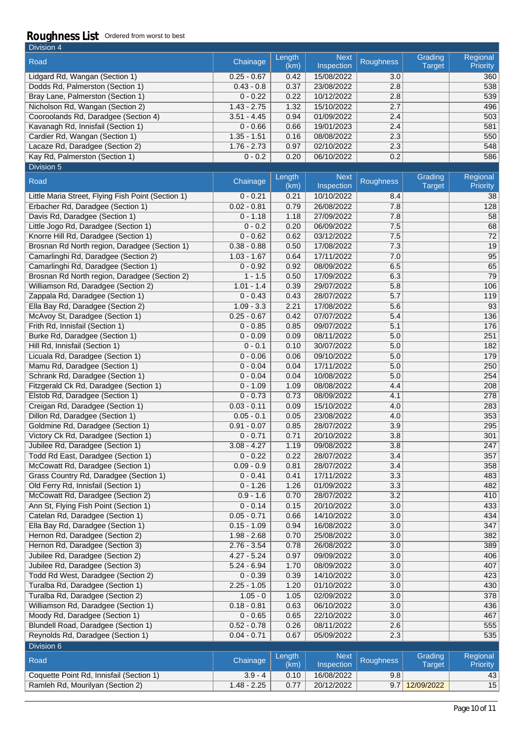# Roughness List

Ordered from worst to best

## Division 4

| Road | Chainage | Length (km) | Next Inspection | Roughness | Grading Target | Regional Priority |
|---|---|---|---|---|---|---|
| Lidgard Rd, Wangan (Section 1) | 0.25 - 0.67 | 0.42 | 15/08/2022 | 3.0 | | 360 |
| Dodds Rd, Palmerston (Section 1) | 0.43 - 0.8 | 0.37 | 23/08/2022 | 2.8 | | 538 |
| Bray Lane, Palmerston (Section 1) | 0 - 0.22 | 0.22 | 10/12/2022 | 2.8 | | 539 |
| Nicholson Rd, Wangan (Section 2) | 1.43 - 2.75 | 1.32 | 15/10/2022 | 2.7 | | 496 |
| Cooroolands Rd, Daradgee (Section 4) | 3.51 - 4.45 | 0.94 | 01/09/2022 | 2.4 | | 503 |
| Kavanagh Rd, Innisfail (Section 1) | 0 - 0.66 | 0.66 | 19/01/2023 | 2.4 | | 581 |
| Cardier Rd, Wangan (Section 1) | 1.35 - 1.51 | 0.16 | 08/08/2022 | 2.3 | | 550 |
| Lacaze Rd, Daradgee (Section 2) | 1.76 - 2.73 | 0.97 | 02/10/2022 | 2.3 | | 548 |
| Kay Rd, Palmerston (Section 1) | 0 - 0.2 | 0.20 | 06/10/2022 | 0.2 | | 586 |

## Division 5

| Road | Chainage | Length (km) | Next Inspection | Roughness | Grading Target | Regional Priority |
|---|---|---|---|---|---|---|
| Little Maria Street, Flying Fish Point (Section 1) | 0 - 0.21 | 0.21 | 10/10/2022 | 8.4 | | 38 |
| Erbacher Rd, Daradgee (Section 1) | 0.02 - 0.81 | 0.79 | 26/08/2022 | 7.8 | | 128 |
| Davis Rd, Daradgee (Section 1) | 0 - 1.18 | 1.18 | 27/09/2022 | 7.8 | | 58 |
| Little Jogo Rd, Daradgee (Section 1) | 0 - 0.2 | 0.20 | 06/09/2022 | 7.5 | | 68 |
| Knorre Hill Rd, Daradgee (Section 1) | 0 - 0.62 | 0.62 | 03/12/2022 | 7.5 | | 72 |
| Brosnan Rd North region, Daradgee (Section 1) | 0.38 - 0.88 | 0.50 | 17/08/2022 | 7.3 | | 19 |
| Camarlinghi Rd, Daradgee (Section 2) | 1.03 - 1.67 | 0.64 | 17/11/2022 | 7.0 | | 95 |
| Camarlinghi Rd, Daradgee (Section 1) | 0 - 0.92 | 0.92 | 08/09/2022 | 6.5 | | 65 |
| Brosnan Rd North region, Daradgee (Section 2) | 1 - 1.5 | 0.50 | 17/09/2022 | 6.3 | | 79 |
| Williamson Rd, Daradgee (Section 2) | 1.01 - 1.4 | 0.39 | 29/07/2022 | 5.8 | | 106 |
| Zappala Rd, Daradgee (Section 1) | 0 - 0.43 | 0.43 | 28/07/2022 | 5.7 | | 119 |
| Ella Bay Rd, Daradgee (Section 2) | 1.09 - 3.3 | 2.21 | 17/08/2022 | 5.6 | | 93 |
| McAvoy St, Daradgee (Section 1) | 0.25 - 0.67 | 0.42 | 07/07/2022 | 5.4 | | 136 |
| Frith Rd, Innisfail (Section 1) | 0 - 0.85 | 0.85 | 09/07/2022 | 5.1 | | 176 |
| Burke Rd, Daradgee (Section 1) | 0 - 0.09 | 0.09 | 08/11/2022 | 5.0 | | 251 |
| Hill Rd, Innisfail (Section 1) | 0 - 0.1 | 0.10 | 30/07/2022 | 5.0 | | 182 |
| Licuala Rd, Daradgee (Section 1) | 0 - 0.06 | 0.06 | 09/10/2022 | 5.0 | | 179 |
| Mamu Rd, Daradgee (Section 1) | 0 - 0.04 | 0.04 | 17/11/2022 | 5.0 | | 250 |
| Schrank Rd, Daradgee (Section 1) | 0 - 0.04 | 0.04 | 10/08/2022 | 5.0 | | 254 |
| Fitzgerald Ck Rd, Daradgee (Section 1) | 0 - 1.09 | 1.09 | 08/08/2022 | 4.4 | | 208 |
| Elstob Rd, Daradgee (Section 1) | 0 - 0.73 | 0.73 | 08/09/2022 | 4.1 | | 278 |
| Creigan Rd, Daradgee (Section 1) | 0.03 - 0.11 | 0.09 | 15/10/2022 | 4.0 | | 283 |
| Dillon Rd, Daradgee (Section 1) | 0.05 - 0.1 | 0.05 | 23/08/2022 | 4.0 | | 353 |
| Goldmine Rd, Daradgee (Section 1) | 0.91 - 0.07 | 0.85 | 28/07/2022 | 3.9 | | 295 |
| Victory Ck Rd, Daradgee (Section 1) | 0 - 0.71 | 0.71 | 20/10/2022 | 3.8 | | 301 |
| Jubilee Rd, Daradgee (Section 1) | 3.08 - 4.27 | 1.19 | 09/08/2022 | 3.8 | | 247 |
| Todd Rd East, Daradgee (Section 1) | 0 - 0.22 | 0.22 | 28/07/2022 | 3.4 | | 357 |
| McCowatt Rd, Daradgee (Section 1) | 0.09 - 0.9 | 0.81 | 28/07/2022 | 3.4 | | 358 |
| Grass Country Rd, Daradgee (Section 1) | 0 - 0.41 | 0.41 | 17/11/2022 | 3.3 | | 483 |
| Old Ferry Rd, Innisfail (Section 1) | 0 - 1.26 | 1.26 | 01/09/2022 | 3.3 | | 482 |
| McCowatt Rd, Daradgee (Section 2) | 0.9 - 1.6 | 0.70 | 28/07/2022 | 3.2 | | 410 |
| Ann St, Flying Fish Point (Section 1) | 0 - 0.14 | 0.15 | 20/10/2022 | 3.0 | | 433 |
| Catelan Rd, Daradgee (Section 1) | 0.05 - 0.71 | 0.66 | 14/10/2022 | 3.0 | | 434 |
| Ella Bay Rd, Daradgee (Section 1) | 0.15 - 1.09 | 0.94 | 16/08/2022 | 3.0 | | 347 |
| Hernon Rd, Daradgee (Section 2) | 1.98 - 2.68 | 0.70 | 25/08/2022 | 3.0 | | 382 |
| Hernon Rd, Daradgee (Section 3) | 2.76 - 3.54 | 0.78 | 26/08/2022 | 3.0 | | 389 |
| Jubilee Rd, Daradgee (Section 2) | 4.27 - 5.24 | 0.97 | 09/09/2022 | 3.0 | | 406 |
| Jubilee Rd, Daradgee (Section 3) | 5.24 - 6.94 | 1.70 | 08/09/2022 | 3.0 | | 407 |
| Todd Rd West, Daradgee (Section 2) | 0 - 0.39 | 0.39 | 14/10/2022 | 3.0 | | 423 |
| Turalba Rd, Daradgee (Section 1) | 2.25 - 1.05 | 1.20 | 01/10/2022 | 3.0 | | 430 |
| Turalba Rd, Daradgee (Section 2) | 1.05 - 0 | 1.05 | 02/09/2022 | 3.0 | | 378 |
| Williamson Rd, Daradgee (Section 1) | 0.18 - 0.81 | 0.63 | 06/10/2022 | 3.0 | | 436 |
| Moody Rd, Daradgee (Section 1) | 0 - 0.65 | 0.65 | 22/10/2022 | 3.0 | | 467 |
| Blundell Road, Daradgee (Section 1) | 0.52 - 0.78 | 0.26 | 08/11/2022 | 2.6 | | 555 |
| Reynolds Rd, Daradgee (Section 1) | 0.04 - 0.71 | 0.67 | 05/09/2022 | 2.3 | | 535 |

## Division 6

| Road | Chainage | Length (km) | Next Inspection | Roughness | Grading Target | Regional Priority |
|---|---|---|---|---|---|---|
| Coquette Point Rd, Innisfail (Section 1) | 3.9 - 4 | 0.10 | 16/08/2022 | 9.8 | | 43 |
| Ramleh Rd, Mourilyan (Section 2) | 1.48 - 2.25 | 0.77 | 20/12/2022 | 9.7 | 12/09/2022 | 15 |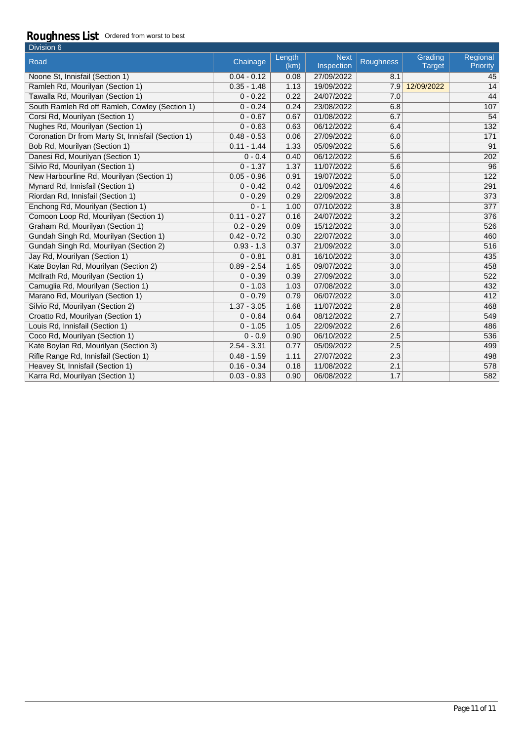## Roughness List Ordered from worst to best

Division 6

| Road | Chainage | Length (km) | Next Inspection | Roughness | Grading Target | Regional Priority |
|---|---|---|---|---|---|---|
| Noone St, Innisfail (Section 1) | 0.04 - 0.12 | 0.08 | 27/09/2022 | 8.1 | | 45 |
| Ramleh Rd, Mourilyan (Section 1) | 0.35 - 1.48 | 1.13 | 19/09/2022 | 7.9 | 12/09/2022 | 14 |
| Tawalla Rd, Mourilyan (Section 1) | 0 - 0.22 | 0.22 | 24/07/2022 | 7.0 | | 44 |
| South Ramleh Rd off Ramleh, Cowley (Section 1) | 0 - 0.24 | 0.24 | 23/08/2022 | 6.8 | | 107 |
| Corsi Rd, Mourilyan (Section 1) | 0 - 0.67 | 0.67 | 01/08/2022 | 6.7 | | 54 |
| Nughes Rd, Mourilyan (Section 1) | 0 - 0.63 | 0.63 | 06/12/2022 | 6.4 | | 132 |
| Coronation Dr from Marty St, Innisfail (Section 1) | 0.48 - 0.53 | 0.06 | 27/09/2022 | 6.0 | | 171 |
| Bob Rd, Mourilyan (Section 1) | 0.11 - 1.44 | 1.33 | 05/09/2022 | 5.6 | | 91 |
| Danesi Rd, Mourilyan (Section 1) | 0 - 0.4 | 0.40 | 06/12/2022 | 5.6 | | 202 |
| Silvio Rd, Mourilyan (Section 1) | 0 - 1.37 | 1.37 | 11/07/2022 | 5.6 | | 96 |
| New Harbourline Rd, Mourilyan (Section 1) | 0.05 - 0.96 | 0.91 | 19/07/2022 | 5.0 | | 122 |
| Mynard Rd, Innisfail (Section 1) | 0 - 0.42 | 0.42 | 01/09/2022 | 4.6 | | 291 |
| Riordan Rd, Innisfail (Section 1) | 0 - 0.29 | 0.29 | 22/09/2022 | 3.8 | | 373 |
| Enchong Rd, Mourilyan (Section 1) | 0 - 1 | 1.00 | 07/10/2022 | 3.8 | | 377 |
| Comoon Loop Rd, Mourilyan (Section 1) | 0.11 - 0.27 | 0.16 | 24/07/2022 | 3.2 | | 376 |
| Graham Rd, Mourilyan (Section 1) | 0.2 - 0.29 | 0.09 | 15/12/2022 | 3.0 | | 526 |
| Gundah Singh Rd, Mourilyan (Section 1) | 0.42 - 0.72 | 0.30 | 22/07/2022 | 3.0 | | 460 |
| Gundah Singh Rd, Mourilyan (Section 2) | 0.93 - 1.3 | 0.37 | 21/09/2022 | 3.0 | | 516 |
| Jay Rd, Mourilyan (Section 1) | 0 - 0.81 | 0.81 | 16/10/2022 | 3.0 | | 435 |
| Kate Boylan Rd, Mourilyan (Section 2) | 0.89 - 2.54 | 1.65 | 09/07/2022 | 3.0 | | 458 |
| McIlrath Rd, Mourilyan (Section 1) | 0 - 0.39 | 0.39 | 27/09/2022 | 3.0 | | 522 |
| Camuglia Rd, Mourilyan (Section 1) | 0 - 1.03 | 1.03 | 07/08/2022 | 3.0 | | 432 |
| Marano Rd, Mourilyan (Section 1) | 0 - 0.79 | 0.79 | 06/07/2022 | 3.0 | | 412 |
| Silvio Rd, Mourilyan (Section 2) | 1.37 - 3.05 | 1.68 | 11/07/2022 | 2.8 | | 468 |
| Croatto Rd, Mourilyan (Section 1) | 0 - 0.64 | 0.64 | 08/12/2022 | 2.7 | | 549 |
| Louis Rd, Innisfail (Section 1) | 0 - 1.05 | 1.05 | 22/09/2022 | 2.6 | | 486 |
| Coco Rd, Mourilyan (Section 1) | 0 - 0.9 | 0.90 | 06/10/2022 | 2.5 | | 536 |
| Kate Boylan Rd, Mourilyan (Section 3) | 2.54 - 3.31 | 0.77 | 05/09/2022 | 2.5 | | 499 |
| Rifle Range Rd, Innisfail (Section 1) | 0.48 - 1.59 | 1.11 | 27/07/2022 | 2.3 | | 498 |
| Heavey St, Innisfail (Section 1) | 0.16 - 0.34 | 0.18 | 11/08/2022 | 2.1 | | 578 |
| Karra Rd, Mourilyan (Section 1) | 0.03 - 0.93 | 0.90 | 06/08/2022 | 1.7 | | 582 |